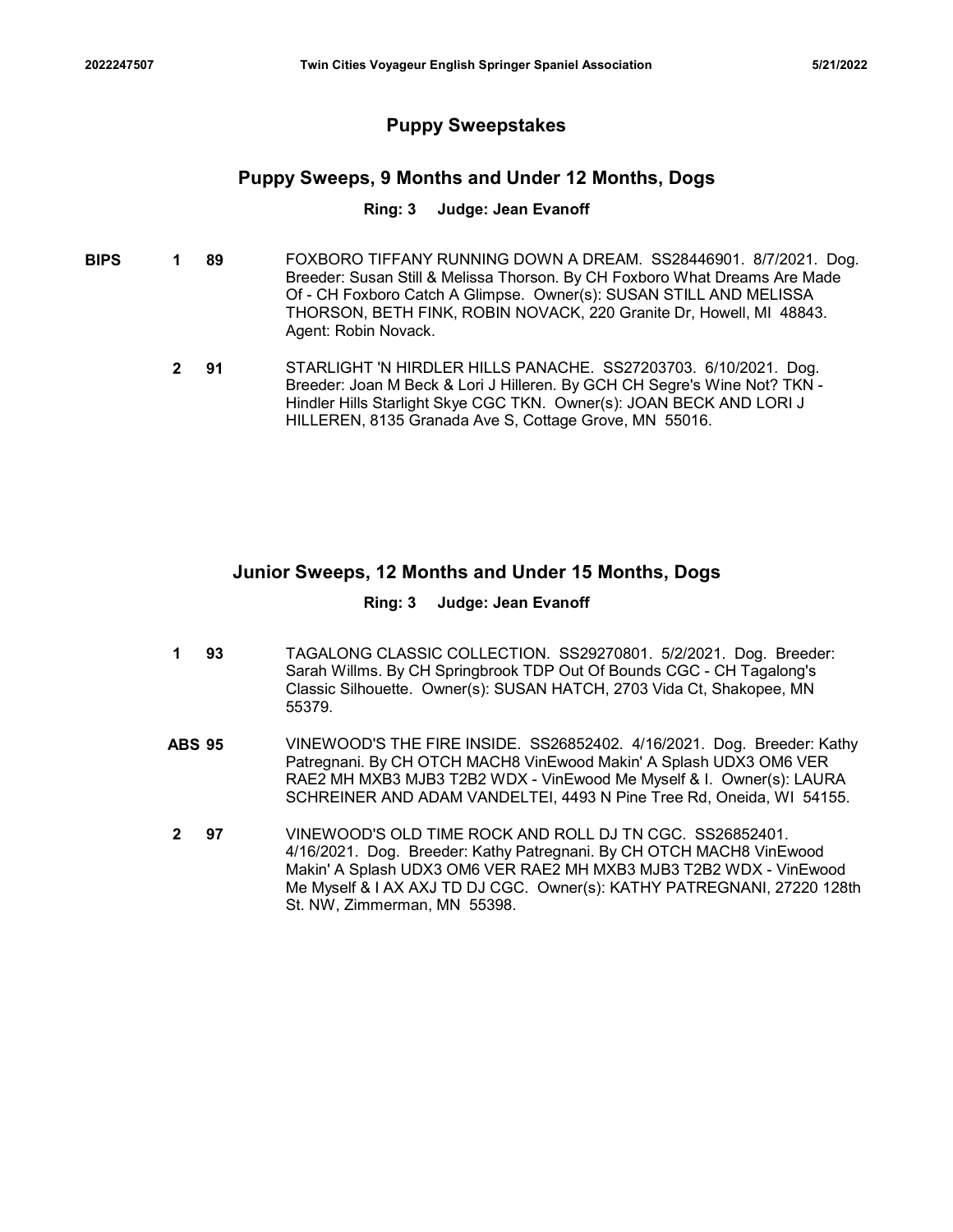## Puppy Sweepstakes

### Puppy Sweeps, 9 Months and Under 12 Months, Dogs

**Ring: 3 Judge: Jean Evanoff**

**BIPS** **1** **89** FOXBORO TIFFANY RUNNING DOWN A DREAM. SS28446901. 8/7/2021. Dog. Breeder: Susan Still & Melissa Thorson. By CH Foxboro What Dreams Are Made Of - CH Foxboro Catch A Glimpse. Owner(s): SUSAN STILL AND MELISSA THORSON, BETH FINK, ROBIN NOVACK, 220 Granite Dr, Howell, MI 48843. Agent: Robin Novack.

**2** **91** STARLIGHT 'N HIRDLER HILLS PANACHE. SS27203703. 6/10/2021. Dog. Breeder: Joan M Beck & Lori J Hilleren. By GCH CH Segre's Wine Not? TKN - Hindler Hills Starlight Skye CGC TKN. Owner(s): JOAN BECK AND LORI J HILLEREN, 8135 Granada Ave S, Cottage Grove, MN 55016.

### Junior Sweeps, 12 Months and Under 15 Months, Dogs

**Ring: 3 Judge: Jean Evanoff**

**1** **93** TAGALONG CLASSIC COLLECTION. SS29270801. 5/2/2021. Dog. Breeder: Sarah Willms. By CH Springbrook TDP Out Of Bounds CGC - CH Tagalong's Classic Silhouette. Owner(s): SUSAN HATCH, 2703 Vida Ct, Shakopee, MN 55379.

**ABS** **95** VINEWOOD'S THE FIRE INSIDE. SS26852402. 4/16/2021. Dog. Breeder: Kathy Patregnani. By CH OTCH MACH8 VinEwood Makin' A Splash UDX3 OM6 VER RAE2 MH MXB3 MJB3 T2B2 WDX - VinEwood Me Myself & I. Owner(s): LAURA SCHREINER AND ADAM VANDELTEI, 4493 N Pine Tree Rd, Oneida, WI 54155.

**2** **97** VINEWOOD'S OLD TIME ROCK AND ROLL DJ TN CGC. SS26852401. 4/16/2021. Dog. Breeder: Kathy Patregnani. By CH OTCH MACH8 VinEwood Makin' A Splash UDX3 OM6 VER RAE2 MH MXB3 MJB3 T2B2 WDX - VinEwood Me Myself & I AX AXJ TD DJ CGC. Owner(s): KATHY PATREGNANI, 27220 128th St. NW, Zimmerman, MN 55398.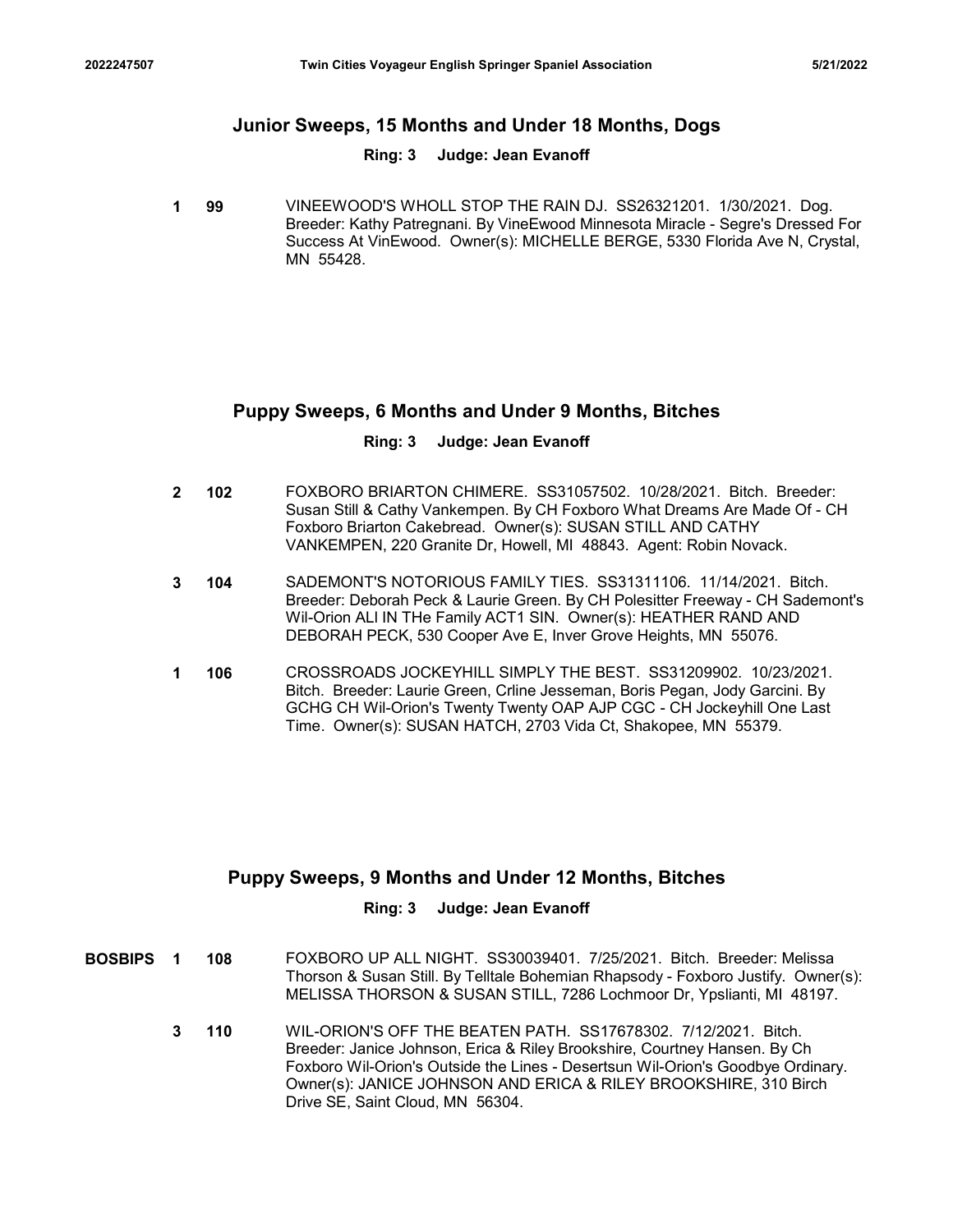## Junior Sweeps, 15 Months and Under 18 Months, Dogs

**Ring: 3 Judge: Jean Evanoff**

**1** **99** VINEEWOOD'S WHOLL STOP THE RAIN DJ. SS26321201. 1/30/2021. Dog. Breeder: Kathy Patregnani. By VineEwood Minnesota Miracle - Segre's Dressed For Success At VinEwood. Owner(s): MICHELLE BERGE, 5330 Florida Ave N, Crystal, MN 55428.

## Puppy Sweeps, 6 Months and Under 9 Months, Bitches

**Ring: 3 Judge: Jean Evanoff**

**2** **102** FOXBORO BRIARTON CHIMERE. SS31057502. 10/28/2021. Bitch. Breeder: Susan Still & Cathy Vankempen. By CH Foxboro What Dreams Are Made Of - CH Foxboro Briarton Cakebread. Owner(s): SUSAN STILL AND CATHY VANKEMPEN, 220 Granite Dr, Howell, MI 48843. Agent: Robin Novack.

**3** **104** SADEMONT'S NOTORIOUS FAMILY TIES. SS31311106. 11/14/2021. Bitch. Breeder: Deborah Peck & Laurie Green. By CH Polesitter Freeway - CH Sademont's Wil-Orion ALI IN THe Family ACT1 SIN. Owner(s): HEATHER RAND AND DEBORAH PECK, 530 Cooper Ave E, Inver Grove Heights, MN 55076.

**1** **106** CROSSROADS JOCKEYHILL SIMPLY THE BEST. SS31209902. 10/23/2021. Bitch. Breeder: Laurie Green, Crline Jesseman, Boris Pegan, Jody Garcini. By GCHG CH Wil-Orion's Twenty Twenty OAP AJP CGC - CH Jockeyhill One Last Time. Owner(s): SUSAN HATCH, 2703 Vida Ct, Shakopee, MN 55379.

## Puppy Sweeps, 9 Months and Under 12 Months, Bitches

**Ring: 3 Judge: Jean Evanoff**

**BOSBIPS** **1** **108** FOXBORO UP ALL NIGHT. SS30039401. 7/25/2021. Bitch. Breeder: Melissa Thorson & Susan Still. By Telltale Bohemian Rhapsody - Foxboro Justify. Owner(s): MELISSA THORSON & SUSAN STILL, 7286 Lochmoor Dr, Ypslianti, MI 48197.

**3** **110** WIL-ORION'S OFF THE BEATEN PATH. SS17678302. 7/12/2021. Bitch. Breeder: Janice Johnson, Erica & Riley Brookshire, Courtney Hansen. By Ch Foxboro Wil-Orion's Outside the Lines - Desertsun Wil-Orion's Goodbye Ordinary. Owner(s): JANICE JOHNSON AND ERICA & RILEY BROOKSHIRE, 310 Birch Drive SE, Saint Cloud, MN 56304.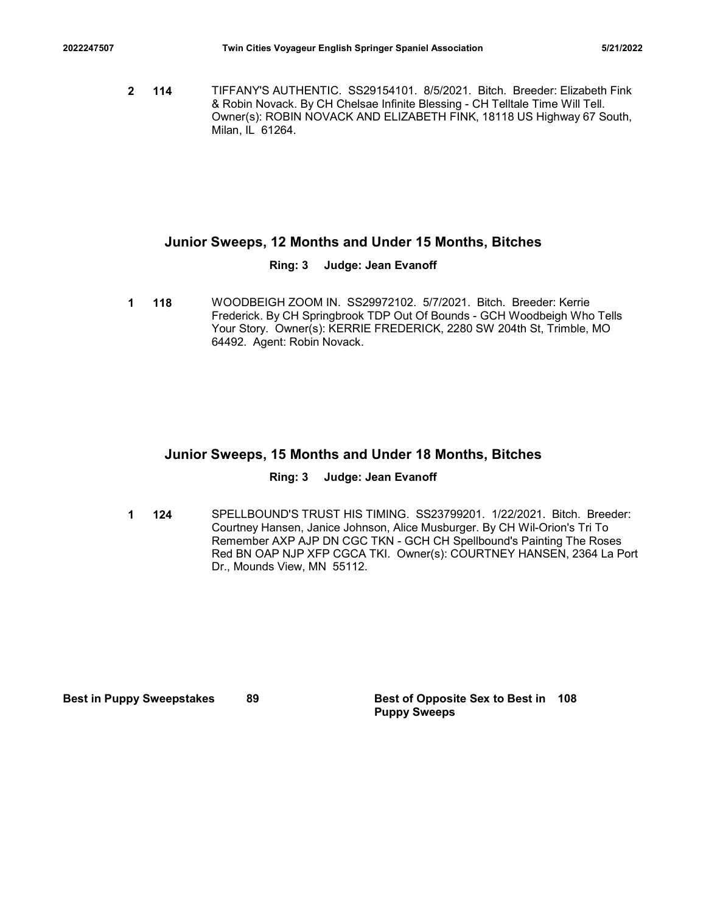2 114 TIFFANY'S AUTHENTIC. SS29154101. 8/5/2021. Bitch. Breeder: Elizabeth Fink & Robin Novack. By CH Chelsae Infinite Blessing - CH Telltale Time Will Tell. Owner(s): ROBIN NOVACK AND ELIZABETH FINK, 18118 US Highway 67 South, Milan, IL 61264.

## Junior Sweeps, 12 Months and Under 15 Months, Bitches

**Ring: 3 Judge: Jean Evanoff**

1 118 WOODBEIGH ZOOM IN. SS29972102. 5/7/2021. Bitch. Breeder: Kerrie Frederick. By CH Springbrook TDP Out Of Bounds - GCH Woodbeigh Who Tells Your Story. Owner(s): KERRIE FREDERICK, 2280 SW 204th St, Trimble, MO 64492. Agent: Robin Novack.

## Junior Sweeps, 15 Months and Under 18 Months, Bitches

**Ring: 3 Judge: Jean Evanoff**

1 124 SPELLBOUND'S TRUST HIS TIMING. SS23799201. 1/22/2021. Bitch. Breeder: Courtney Hansen, Janice Johnson, Alice Musburger. By CH Wil-Orion's Tri To Remember AXP AJP DN CGC TKN - GCH CH Spellbound's Painting The Roses Red BN OAP NJP XFP CGCA TKI. Owner(s): COURTNEY HANSEN, 2364 La Port Dr., Mounds View, MN 55112.

**Best in Puppy Sweepstakes** 89

**Best of Opposite Sex to Best in Puppy Sweeps** 108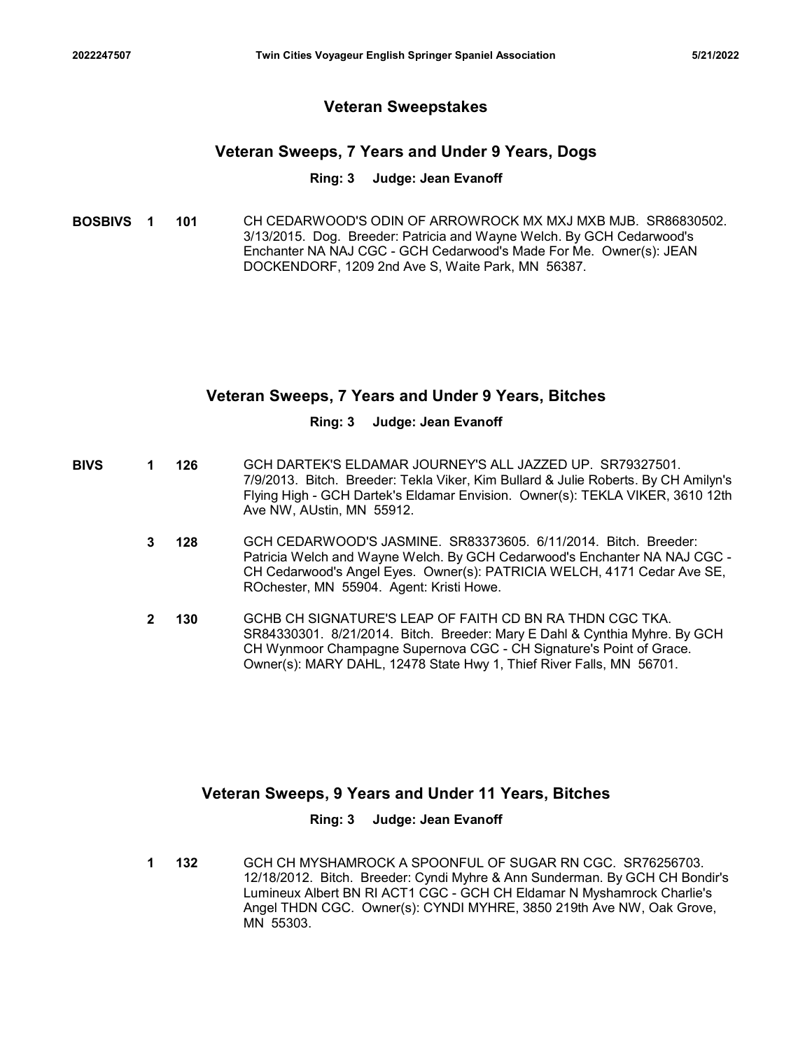## Veteran Sweepstakes

### Veteran Sweeps, 7 Years and Under 9 Years, Dogs

**Ring: 3 Judge: Jean Evanoff**

**BOSBIVS 1 101** CH CEDARWOOD'S ODIN OF ARROWROCK MX MXJ MXB MJB. SR86830502. 3/13/2015. Dog. Breeder: Patricia and Wayne Welch. By GCH Cedarwood's Enchanter NA NAJ CGC - GCH Cedarwood's Made For Me. Owner(s): JEAN DOCKENDORF, 1209 2nd Ave S, Waite Park, MN 56387.

### Veteran Sweeps, 7 Years and Under 9 Years, Bitches

**Ring: 3 Judge: Jean Evanoff**

**BIVS 1 126** GCH DARTEK'S ELDAMAR JOURNEY'S ALL JAZZED UP. SR79327501. 7/9/2013. Bitch. Breeder: Tekla Viker, Kim Bullard & Julie Roberts. By CH Amilyn's Flying High - GCH Dartek's Eldamar Envision. Owner(s): TEKLA VIKER, 3610 12th Ave NW, AUstin, MN 55912.

**3 128** GCH CEDARWOOD'S JASMINE. SR83373605. 6/11/2014. Bitch. Breeder: Patricia Welch and Wayne Welch. By GCH Cedarwood's Enchanter NA NAJ CGC - CH Cedarwood's Angel Eyes. Owner(s): PATRICIA WELCH, 4171 Cedar Ave SE, ROchester, MN 55904. Agent: Kristi Howe.

**2 130** GCHB CH SIGNATURE'S LEAP OF FAITH CD BN RA THDN CGC TKA. SR84330301. 8/21/2014. Bitch. Breeder: Mary E Dahl & Cynthia Myhre. By GCH CH Wynmoor Champagne Supernova CGC - CH Signature's Point of Grace. Owner(s): MARY DAHL, 12478 State Hwy 1, Thief River Falls, MN 56701.

### Veteran Sweeps, 9 Years and Under 11 Years, Bitches

**Ring: 3 Judge: Jean Evanoff**

**1 132** GCH CH MYSHAMROCK A SPOONFUL OF SUGAR RN CGC. SR76256703. 12/18/2012. Bitch. Breeder: Cyndi Myhre & Ann Sunderman. By GCH CH Bondir's Lumineux Albert BN RI ACT1 CGC - GCH CH Eldamar N Myshamrock Charlie's Angel THDN CGC. Owner(s): CYNDI MYHRE, 3850 219th Ave NW, Oak Grove, MN 55303.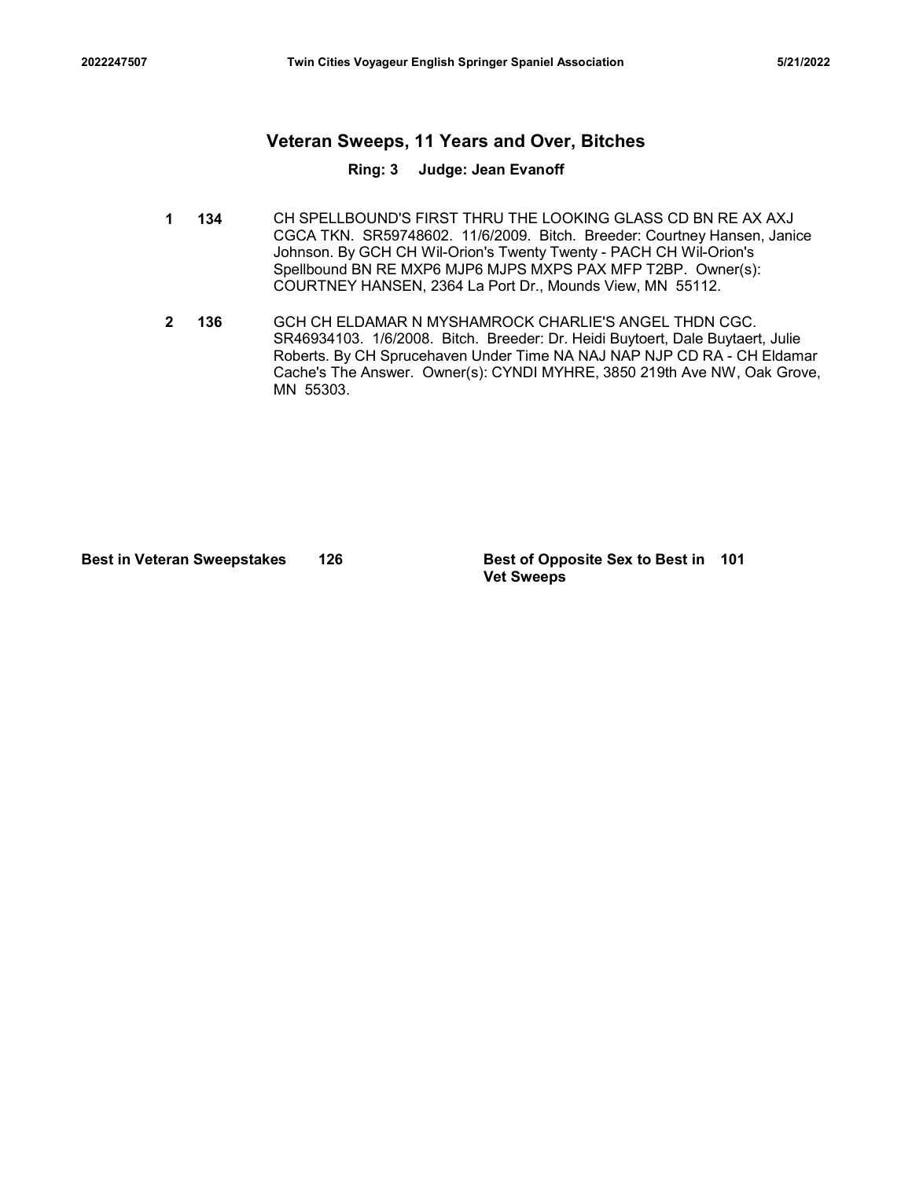## Veteran Sweeps, 11 Years and Over, Bitches

**Ring: 3 Judge: Jean Evanoff**

**1 134** CH SPELLBOUND'S FIRST THRU THE LOOKING GLASS CD BN RE AX AXJ CGCA TKN. SR59748602. 11/6/2009. Bitch. Breeder: Courtney Hansen, Janice Johnson. By GCH CH Wil-Orion's Twenty Twenty - PACH CH Wil-Orion's Spellbound BN RE MXP6 MJP6 MJPS MXPS PAX MFP T2BP. Owner(s): COURTNEY HANSEN, 2364 La Port Dr., Mounds View, MN 55112.

**2 136** GCH CH ELDAMAR N MYSHAMROCK CHARLIE'S ANGEL THDN CGC. SR46934103. 1/6/2008. Bitch. Breeder: Dr. Heidi Buytoert, Dale Buytaert, Julie Roberts. By CH Sprucehaven Under Time NA NAJ NAP NJP CD RA - CH Eldamar Cache's The Answer. Owner(s): CYNDI MYHRE, 3850 219th Ave NW, Oak Grove, MN 55303.

**Best in Veteran Sweepstakes** **126**

**Best of Opposite Sex to Best in Vet Sweeps** **101**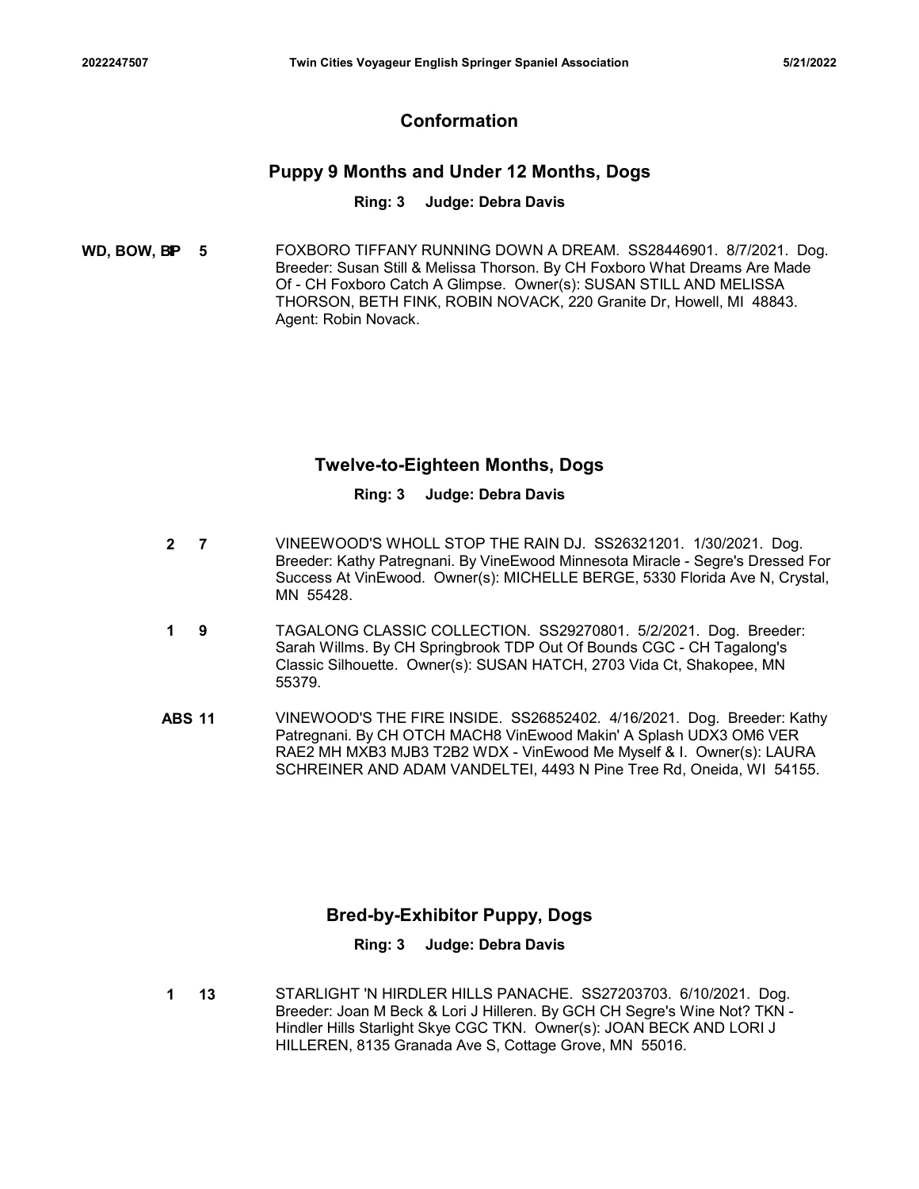## Conformation

### Puppy 9 Months and Under 12 Months, Dogs

**Ring: 3 Judge: Debra Davis**

**WD, BOW, BP** **5** FOXBORO TIFFANY RUNNING DOWN A DREAM. SS28446901. 8/7/2021. Dog. Breeder: Susan Still & Melissa Thorson. By CH Foxboro What Dreams Are Made Of - CH Foxboro Catch A Glimpse. Owner(s): SUSAN STILL AND MELISSA THORSON, BETH FINK, ROBIN NOVACK, 220 Granite Dr, Howell, MI 48843. Agent: Robin Novack.

### Twelve-to-Eighteen Months, Dogs

**Ring: 3 Judge: Debra Davis**

**2** **7** VINEEWOOD'S WHOLL STOP THE RAIN DJ. SS26321201. 1/30/2021. Dog. Breeder: Kathy Patregnani. By VineEwood Minnesota Miracle - Segre's Dressed For Success At VinEwood. Owner(s): MICHELLE BERGE, 5330 Florida Ave N, Crystal, MN 55428.

**1** **9** TAGALONG CLASSIC COLLECTION. SS29270801. 5/2/2021. Dog. Breeder: Sarah Willms. By CH Springbrook TDP Out Of Bounds CGC - CH Tagalong's Classic Silhouette. Owner(s): SUSAN HATCH, 2703 Vida Ct, Shakopee, MN 55379.

**ABS** **11** VINEWOOD'S THE FIRE INSIDE. SS26852402. 4/16/2021. Dog. Breeder: Kathy Patregnani. By CH OTCH MACH8 VinEwood Makin' A Splash UDX3 OM6 VER RAE2 MH MXB3 MJB3 T2B2 WDX - VinEwood Me Myself & I. Owner(s): LAURA SCHREINER AND ADAM VANDELTEI, 4493 N Pine Tree Rd, Oneida, WI 54155.

### Bred-by-Exhibitor Puppy, Dogs

**Ring: 3 Judge: Debra Davis**

**1** **13** STARLIGHT 'N HIRDLER HILLS PANACHE. SS27203703. 6/10/2021. Dog. Breeder: Joan M Beck & Lori J Hilleren. By GCH CH Segre's Wine Not? TKN - Hindler Hills Starlight Skye CGC TKN. Owner(s): JOAN BECK AND LORI J HILLEREN, 8135 Granada Ave S, Cottage Grove, MN 55016.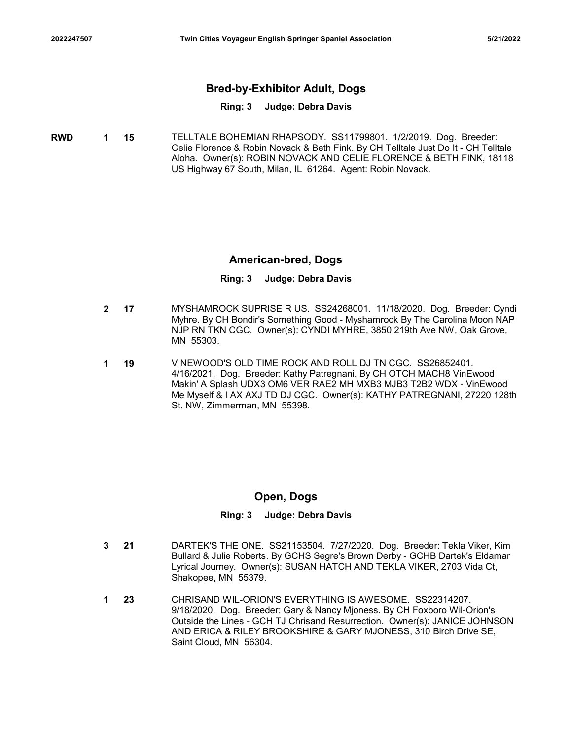## Bred-by-Exhibitor Adult, Dogs

**Ring: 3 Judge: Debra Davis**

| | | | |
|---|---|---|---|
| **RWD** | **1** | **15** | TELLTALE BOHEMIAN RHAPSODY. SS11799801. 1/2/2019. Dog. Breeder: Celie Florence & Robin Novack & Beth Fink. By CH Telltale Just Do It - CH Telltale Aloha. Owner(s): ROBIN NOVACK AND CELIE FLORENCE & BETH FINK, 18118 US Highway 67 South, Milan, IL 61264. Agent: Robin Novack. |

## American-bred, Dogs

**Ring: 3 Judge: Debra Davis**

| | | | |
|---|---|---|---|
| | **2** | **17** | MYSHAMROCK SUPRISE R US. SS24268001. 11/18/2020. Dog. Breeder: Cyndi Myhre. By CH Bondir's Something Good - Myshamrock By The Carolina Moon NAP NJP RN TKN CGC. Owner(s): CYNDI MYHRE, 3850 219th Ave NW, Oak Grove, MN 55303. |
| | **1** | **19** | VINEWOOD'S OLD TIME ROCK AND ROLL DJ TN CGC. SS26852401. 4/16/2021. Dog. Breeder: Kathy Patregnani. By CH OTCH MACH8 VinEwood Makin' A Splash UDX3 OM6 VER RAE2 MH MXB3 MJB3 T2B2 WDX - VinEwood Me Myself & I AX AXJ TD DJ CGC. Owner(s): KATHY PATREGNANI, 27220 128th St. NW, Zimmerman, MN 55398. |

## Open, Dogs

**Ring: 3 Judge: Debra Davis**

| | | | |
|---|---|---|---|
| | **3** | **21** | DARTEK'S THE ONE. SS21153504. 7/27/2020. Dog. Breeder: Tekla Viker, Kim Bullard & Julie Roberts. By GCHS Segre's Brown Derby - GCHB Dartek's Eldamar Lyrical Journey. Owner(s): SUSAN HATCH AND TEKLA VIKER, 2703 Vida Ct, Shakopee, MN 55379. |
| | **1** | **23** | CHRISAND WIL-ORION'S EVERYTHING IS AWESOME. SS22314207. 9/18/2020. Dog. Breeder: Gary & Nancy Mjoness. By CH Foxboro Wil-Orion's Outside the Lines - GCH TJ Chrisand Resurrection. Owner(s): JANICE JOHNSON AND ERICA & RILEY BROOKSHIRE & GARY MJONESS, 310 Birch Drive SE, Saint Cloud, MN 56304. |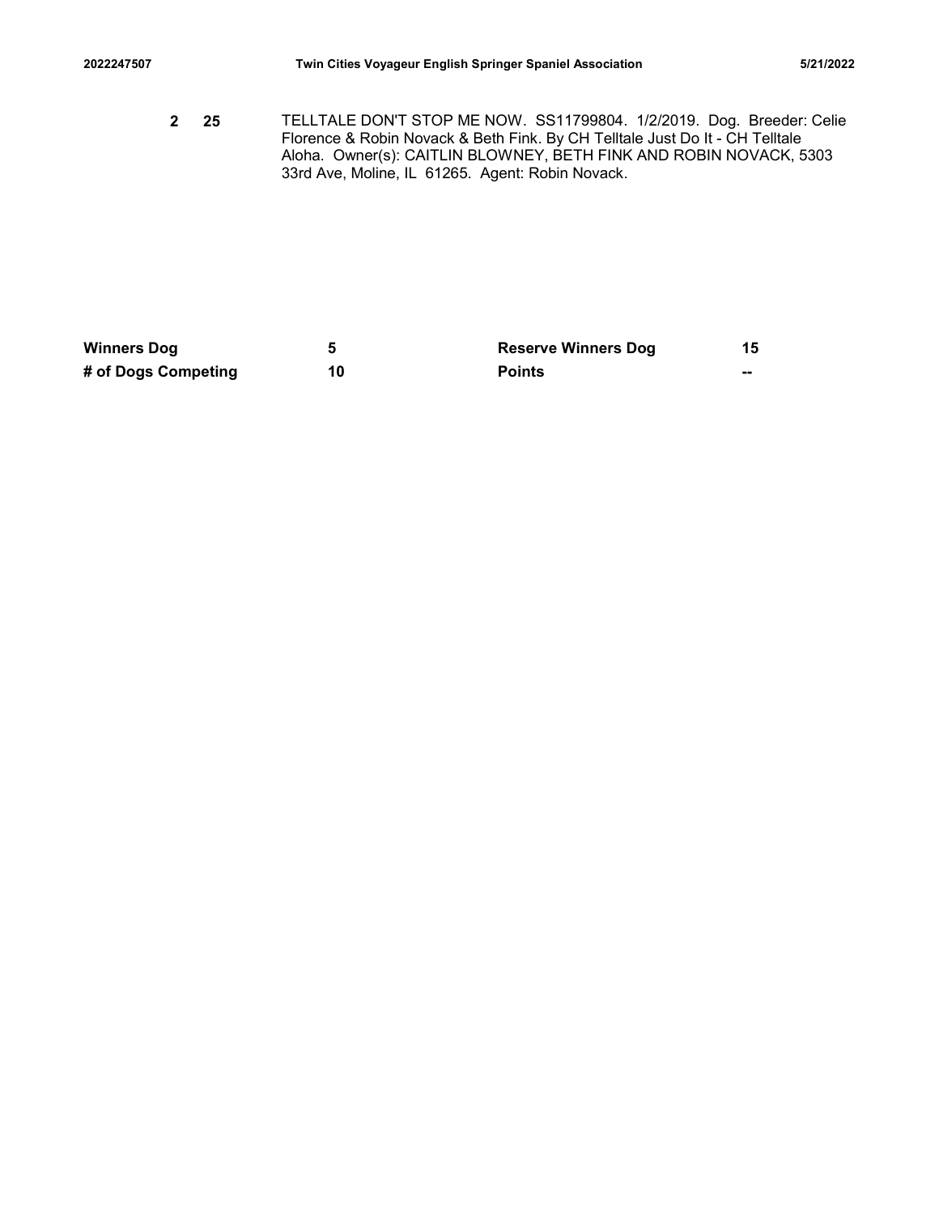2 25 TELLTALE DON'T STOP ME NOW. SS11799804. 1/2/2019. Dog. Breeder: Celie Florence & Robin Novack & Beth Fink. By CH Telltale Just Do It - CH Telltale Aloha. Owner(s): CAITLIN BLOWNEY, BETH FINK AND ROBIN NOVACK, 5303 33rd Ave, Moline, IL 61265. Agent: Robin Novack.

| | | | |
|---|---|---|---|
| **Winners Dog** | **5** | **Reserve Winners Dog** | **15** |
| **# of Dogs Competing** | **10** | **Points** | **--** |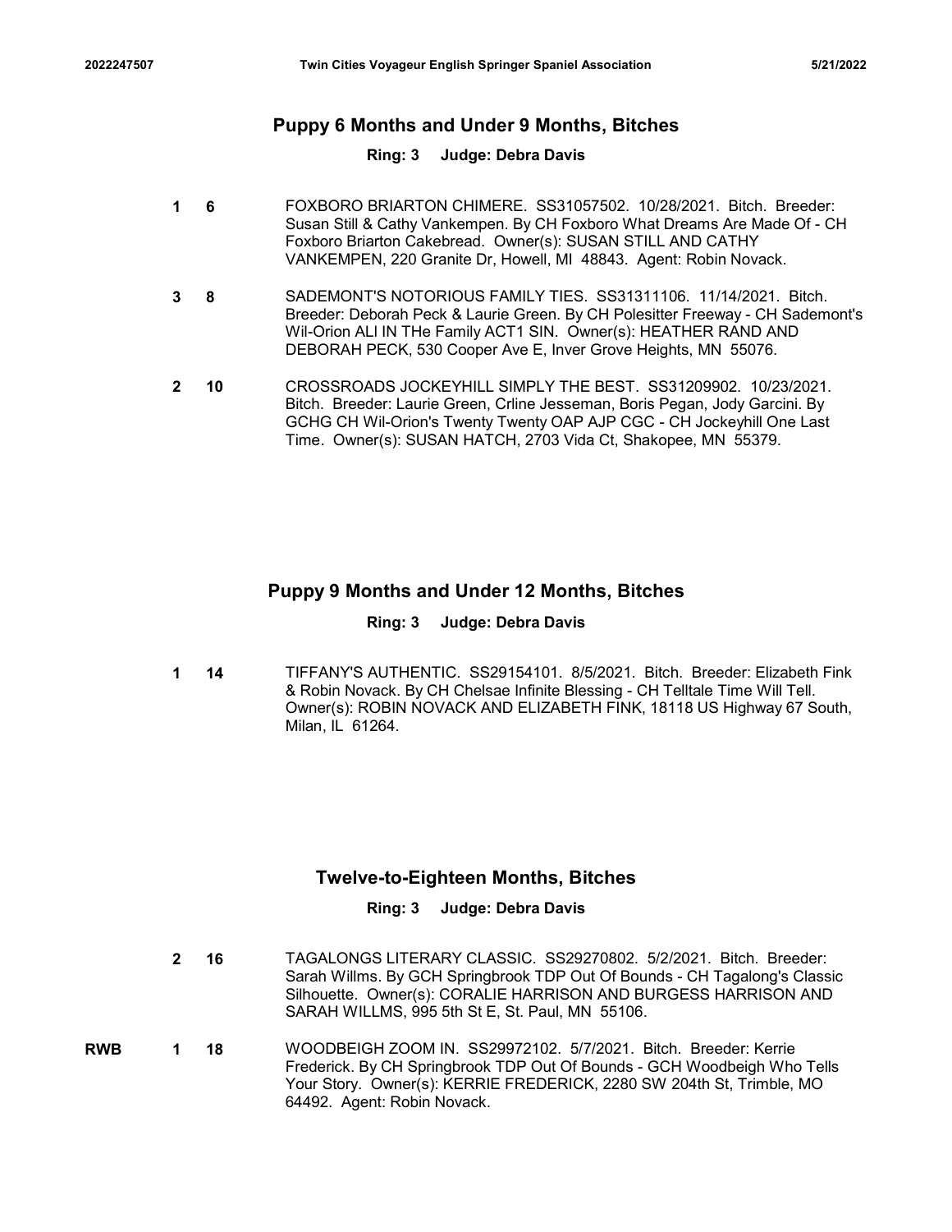## Puppy 6 Months and Under 9 Months, Bitches

**Ring: 3 Judge: Debra Davis**

**1** **6** FOXBORO BRIARTON CHIMERE. SS31057502. 10/28/2021. Bitch. Breeder: Susan Still & Cathy Vankempen. By CH Foxboro What Dreams Are Made Of - CH Foxboro Briarton Cakebread. Owner(s): SUSAN STILL AND CATHY VANKEMPEN, 220 Granite Dr, Howell, MI 48843. Agent: Robin Novack.

**3** **8** SADEMONT'S NOTORIOUS FAMILY TIES. SS31311106. 11/14/2021. Bitch. Breeder: Deborah Peck & Laurie Green. By CH Polesitter Freeway - CH Sademont's Wil-Orion ALl IN THe Family ACT1 SIN. Owner(s): HEATHER RAND AND DEBORAH PECK, 530 Cooper Ave E, Inver Grove Heights, MN 55076.

**2** **10** CROSSROADS JOCKEYHILL SIMPLY THE BEST. SS31209902. 10/23/2021. Bitch. Breeder: Laurie Green, Crline Jesseman, Boris Pegan, Jody Garcini. By GCHG CH Wil-Orion's Twenty Twenty OAP AJP CGC - CH Jockeyhill One Last Time. Owner(s): SUSAN HATCH, 2703 Vida Ct, Shakopee, MN 55379.

## Puppy 9 Months and Under 12 Months, Bitches

**Ring: 3 Judge: Debra Davis**

**1** **14** TIFFANY'S AUTHENTIC. SS29154101. 8/5/2021. Bitch. Breeder: Elizabeth Fink & Robin Novack. By CH Chelsae Infinite Blessing - CH Telltale Time Will Tell. Owner(s): ROBIN NOVACK AND ELIZABETH FINK, 18118 US Highway 67 South, Milan, IL 61264.

## Twelve-to-Eighteen Months, Bitches

**Ring: 3 Judge: Debra Davis**

**2** **16** TAGALONGS LITERARY CLASSIC. SS29270802. 5/2/2021. Bitch. Breeder: Sarah Willms. By GCH Springbrook TDP Out Of Bounds - CH Tagalong's Classic Silhouette. Owner(s): CORALIE HARRISON AND BURGESS HARRISON AND SARAH WILLMS, 995 5th St E, St. Paul, MN 55106.

**RWB** **1** **18** WOODBEIGH ZOOM IN. SS29972102. 5/7/2021. Bitch. Breeder: Kerrie Frederick. By CH Springbrook TDP Out Of Bounds - GCH Woodbeigh Who Tells Your Story. Owner(s): KERRIE FREDERICK, 2280 SW 204th St, Trimble, MO 64492. Agent: Robin Novack.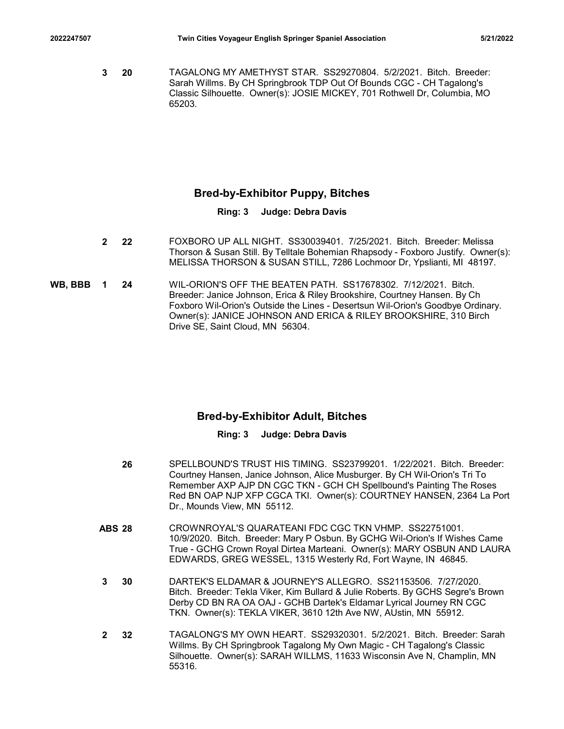3 20 TAGALONG MY AMETHYST STAR. SS29270804. 5/2/2021. Bitch. Breeder: Sarah Willms. By CH Springbrook TDP Out Of Bounds CGC - CH Tagalong's Classic Silhouette. Owner(s): JOSIE MICKEY, 701 Rothwell Dr, Columbia, MO 65203.

## Bred-by-Exhibitor Puppy, Bitches

**Ring: 3 Judge: Debra Davis**

2 22 FOXBORO UP ALL NIGHT. SS30039401. 7/25/2021. Bitch. Breeder: Melissa Thorson & Susan Still. By Telltale Bohemian Rhapsody - Foxboro Justify. Owner(s): MELISSA THORSON & SUSAN STILL, 7286 Lochmoor Dr, Ypslianti, MI 48197.

WB, BBB 1 24 WIL-ORION'S OFF THE BEATEN PATH. SS17678302. 7/12/2021. Bitch. Breeder: Janice Johnson, Erica & Riley Brookshire, Courtney Hansen. By Ch Foxboro Wil-Orion's Outside the Lines - Desertsun Wil-Orion's Goodbye Ordinary. Owner(s): JANICE JOHNSON AND ERICA & RILEY BROOKSHIRE, 310 Birch Drive SE, Saint Cloud, MN 56304.

## Bred-by-Exhibitor Adult, Bitches

**Ring: 3 Judge: Debra Davis**

26 SPELLBOUND'S TRUST HIS TIMING. SS23799201. 1/22/2021. Bitch. Breeder: Courtney Hansen, Janice Johnson, Alice Musburger. By CH Wil-Orion's Tri To Remember AXP AJP DN CGC TKN - GCH CH Spellbound's Painting The Roses Red BN OAP NJP XFP CGCA TKI. Owner(s): COURTNEY HANSEN, 2364 La Port Dr., Mounds View, MN 55112.

ABS 28 CROWNROYAL'S QUARATEANI FDC CGC TKN VHMP. SS22751001. 10/9/2020. Bitch. Breeder: Mary P Osbun. By GCHG Wil-Orion's If Wishes Came True - GCHG Crown Royal Dirtea Marteani. Owner(s): MARY OSBUN AND LAURA EDWARDS, GREG WESSEL, 1315 Westerly Rd, Fort Wayne, IN 46845.

3 30 DARTEK'S ELDAMAR & JOURNEY'S ALLEGRO. SS21153506. 7/27/2020. Bitch. Breeder: Tekla Viker, Kim Bullard & Julie Roberts. By GCHS Segre's Brown Derby CD BN RA OA OAJ - GCHB Dartek's Eldamar Lyrical Journey RN CGC TKN. Owner(s): TEKLA VIKER, 3610 12th Ave NW, AUstin, MN 55912.

2 32 TAGALONG'S MY OWN HEART. SS29320301. 5/2/2021. Bitch. Breeder: Sarah Willms. By CH Springbrook Tagalong My Own Magic - CH Tagalong's Classic Silhouette. Owner(s): SARAH WILLMS, 11633 Wisconsin Ave N, Champlin, MN 55316.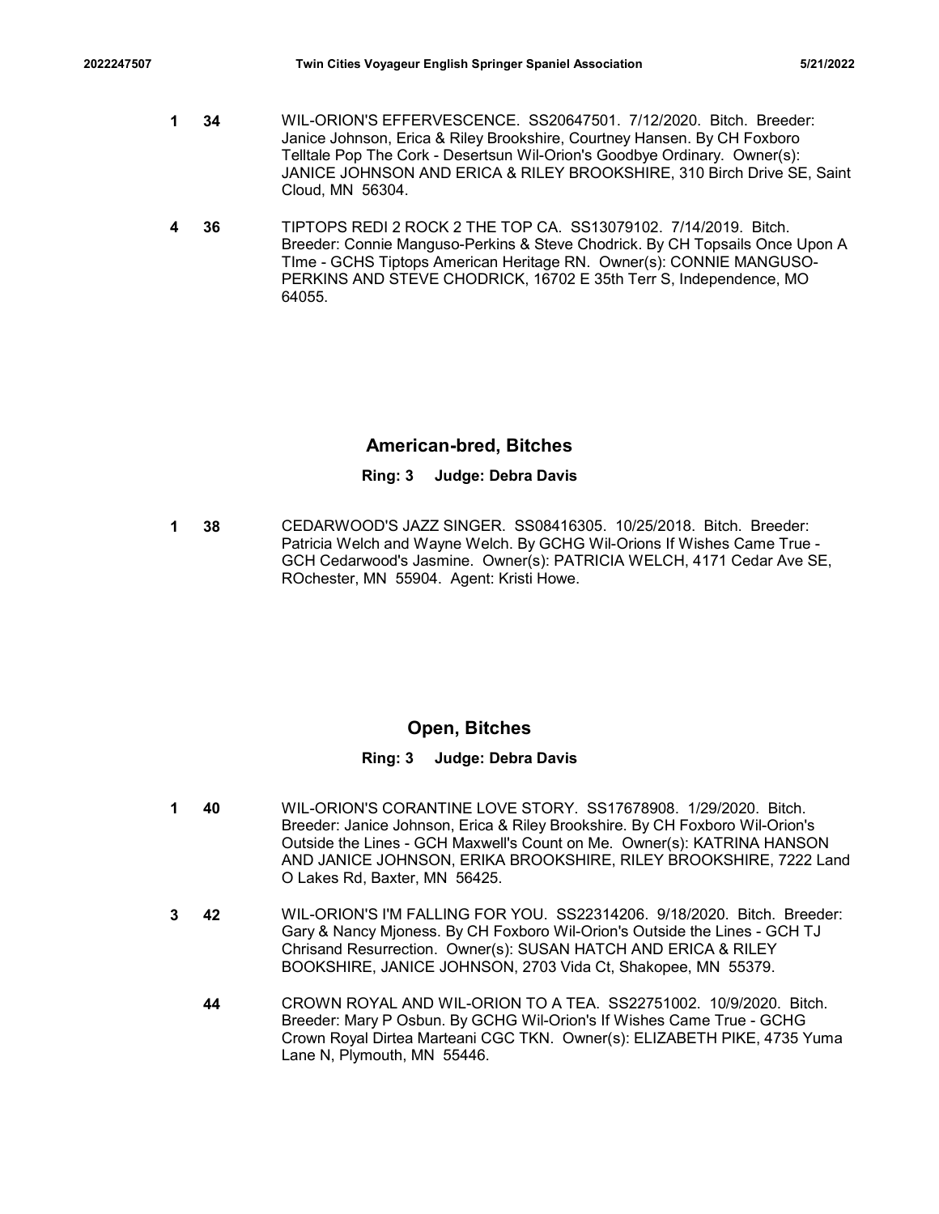**1** **34** WIL-ORION'S EFFERVESCENCE. SS20647501. 7/12/2020. Bitch. Breeder: Janice Johnson, Erica & Riley Brookshire, Courtney Hansen. By CH Foxboro Telltale Pop The Cork - Desertsun Wil-Orion's Goodbye Ordinary. Owner(s): JANICE JOHNSON AND ERICA & RILEY BROOKSHIRE, 310 Birch Drive SE, Saint Cloud, MN 56304.

**4** **36** TIPTOPS REDI 2 ROCK 2 THE TOP CA. SS13079102. 7/14/2019. Bitch. Breeder: Connie Manguso-Perkins & Steve Chodrick. By CH Topsails Once Upon A TIme - GCHS Tiptops American Heritage RN. Owner(s): CONNIE MANGUSO-PERKINS AND STEVE CHODRICK, 16702 E 35th Terr S, Independence, MO 64055.

## American-bred, Bitches

**Ring: 3 Judge: Debra Davis**

**1** **38** CEDARWOOD'S JAZZ SINGER. SS08416305. 10/25/2018. Bitch. Breeder: Patricia Welch and Wayne Welch. By GCHG Wil-Orions If Wishes Came True - GCH Cedarwood's Jasmine. Owner(s): PATRICIA WELCH, 4171 Cedar Ave SE, ROchester, MN 55904. Agent: Kristi Howe.

## Open, Bitches

**Ring: 3 Judge: Debra Davis**

**1** **40** WIL-ORION'S CORANTINE LOVE STORY. SS17678908. 1/29/2020. Bitch. Breeder: Janice Johnson, Erica & Riley Brookshire. By CH Foxboro Wil-Orion's Outside the Lines - GCH Maxwell's Count on Me. Owner(s): KATRINA HANSON AND JANICE JOHNSON, ERIKA BROOKSHIRE, RILEY BROOKSHIRE, 7222 Land O Lakes Rd, Baxter, MN 56425.

**3** **42** WIL-ORION'S I'M FALLING FOR YOU. SS22314206. 9/18/2020. Bitch. Breeder: Gary & Nancy Mjoness. By CH Foxboro Wil-Orion's Outside the Lines - GCH TJ Chrisand Resurrection. Owner(s): SUSAN HATCH AND ERICA & RILEY BOOKSHIRE, JANICE JOHNSON, 2703 Vida Ct, Shakopee, MN 55379.

**44** CROWN ROYAL AND WIL-ORION TO A TEA. SS22751002. 10/9/2020. Bitch. Breeder: Mary P Osbun. By GCHG Wil-Orion's If Wishes Came True - GCHG Crown Royal Dirtea Marteani CGC TKN. Owner(s): ELIZABETH PIKE, 4735 Yuma Lane N, Plymouth, MN 55446.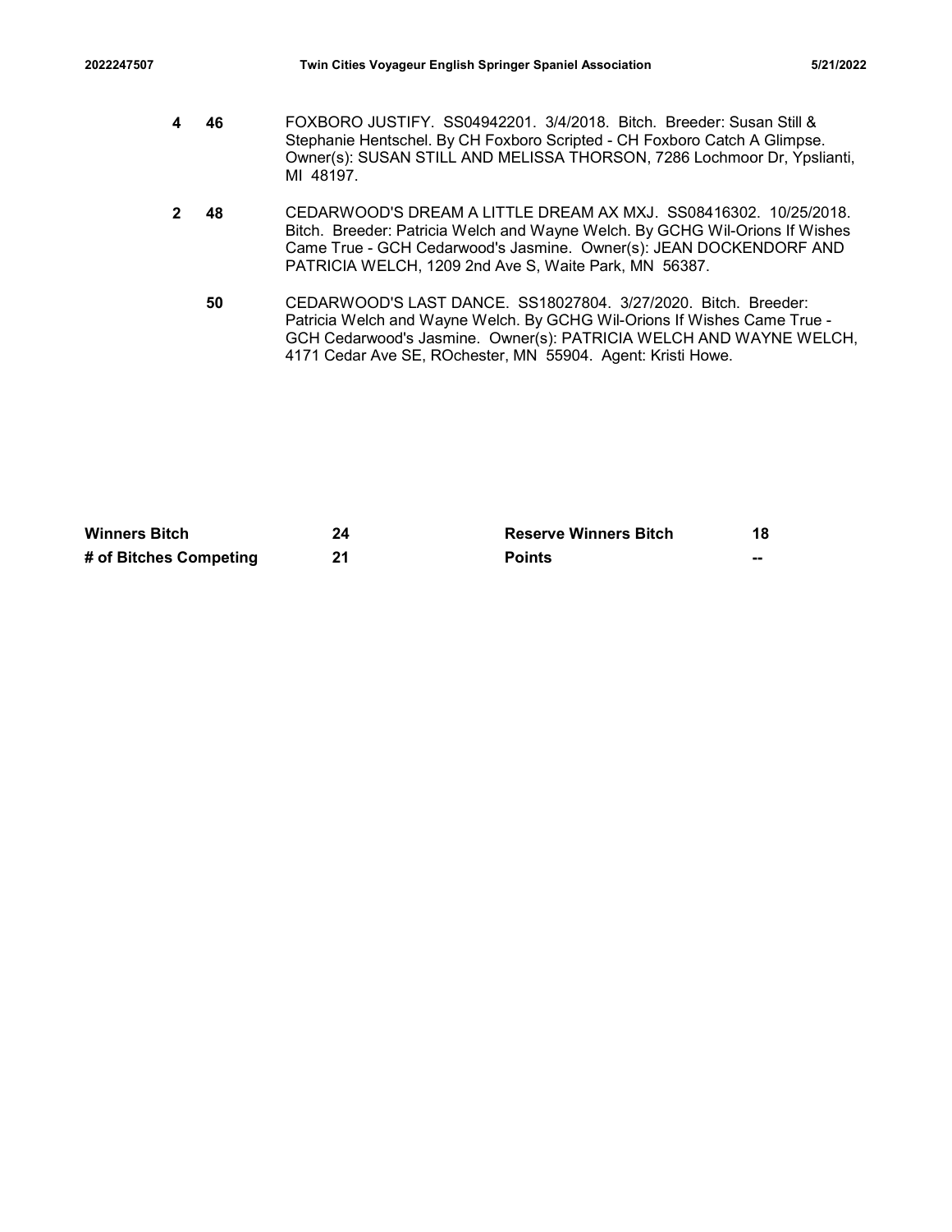| | | |
|---|---|---|
| 4 | 46 | FOXBORO JUSTIFY. SS04942201. 3/4/2018. Bitch. Breeder: Susan Still & Stephanie Hentschel. By CH Foxboro Scripted - CH Foxboro Catch A Glimpse. Owner(s): SUSAN STILL AND MELISSA THORSON, 7286 Lochmoor Dr, Ypslianti, MI 48197. |
| 2 | 48 | CEDARWOOD'S DREAM A LITTLE DREAM AX MXJ. SS08416302. 10/25/2018. Bitch. Breeder: Patricia Welch and Wayne Welch. By GCHG Wil-Orions If Wishes Came True - GCH Cedarwood's Jasmine. Owner(s): JEAN DOCKENDORF AND PATRICIA WELCH, 1209 2nd Ave S, Waite Park, MN 56387. |
| | 50 | CEDARWOOD'S LAST DANCE. SS18027804. 3/27/2020. Bitch. Breeder: Patricia Welch and Wayne Welch. By GCHG Wil-Orions If Wishes Came True - GCH Cedarwood's Jasmine. Owner(s): PATRICIA WELCH AND WAYNE WELCH, 4171 Cedar Ave SE, ROchester, MN 55904. Agent: Kristi Howe. |

| | | | |
|---|---|---|---|
| **Winners Bitch** | **24** | **Reserve Winners Bitch** | **18** |
| **# of Bitches Competing** | **21** | **Points** | **--** |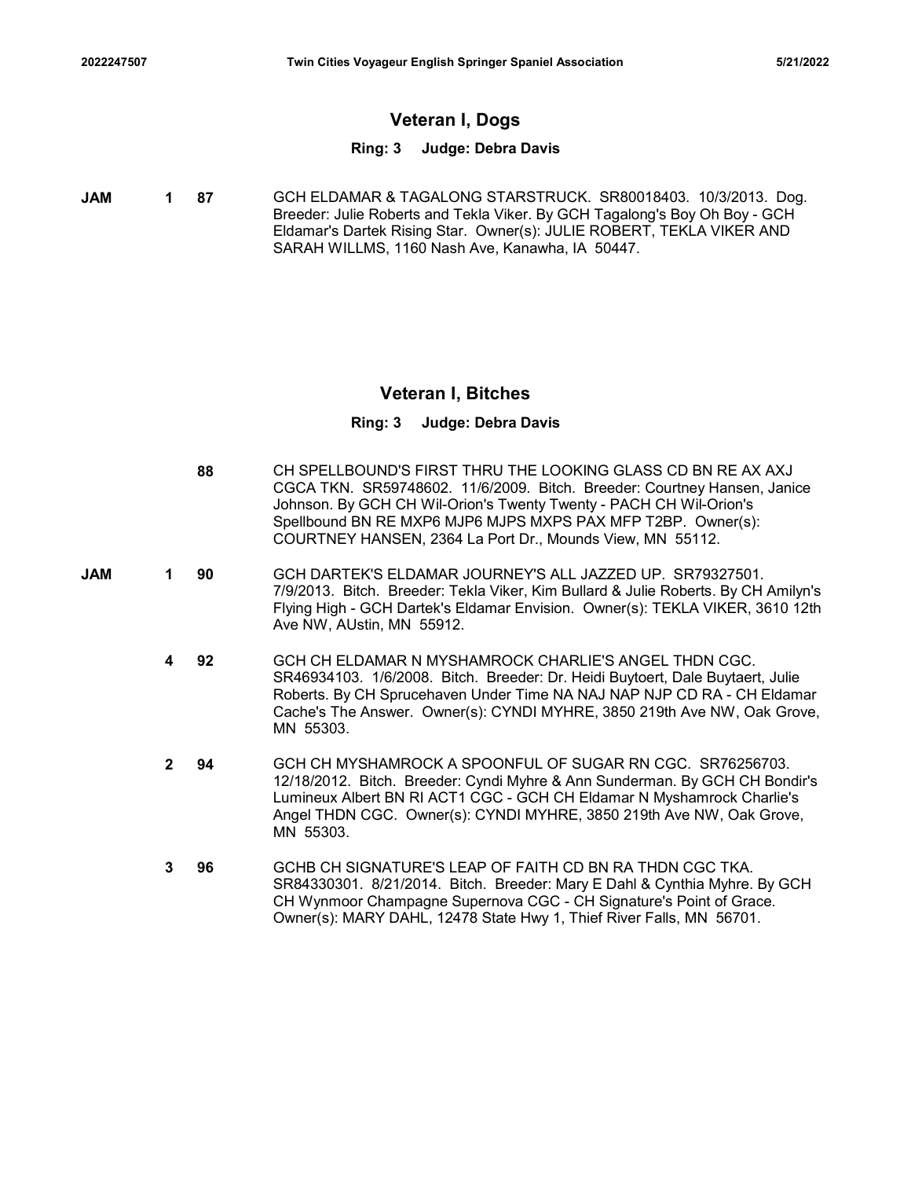## Veteran I, Dogs

**Ring: 3 Judge: Debra Davis**

| | | | |
|---|---|---|---|
| JAM | 1 | 87 | GCH ELDAMAR & TAGALONG STARSTRUCK. SR80018403. 10/3/2013. Dog. Breeder: Julie Roberts and Tekla Viker. By GCH Tagalong's Boy Oh Boy - GCH Eldamar's Dartek Rising Star. Owner(s): JULIE ROBERT, TEKLA VIKER AND SARAH WILLMS, 1160 Nash Ave, Kanawha, IA 50447. |

## Veteran I, Bitches

**Ring: 3 Judge: Debra Davis**

| | | | |
|---|---|---|---|
| | | 88 | CH SPELLBOUND'S FIRST THRU THE LOOKING GLASS CD BN RE AX AXJ CGCA TKN. SR59748602. 11/6/2009. Bitch. Breeder: Courtney Hansen, Janice Johnson. By GCH CH Wil-Orion's Twenty Twenty - PACH CH Wil-Orion's Spellbound BN RE MXP6 MJP6 MJPS MXPS PAX MFP T2BP. Owner(s): COURTNEY HANSEN, 2364 La Port Dr., Mounds View, MN 55112. |
| JAM | 1 | 90 | GCH DARTEK'S ELDAMAR JOURNEY'S ALL JAZZED UP. SR79327501. 7/9/2013. Bitch. Breeder: Tekla Viker, Kim Bullard & Julie Roberts. By CH Amilyn's Flying High - GCH Dartek's Eldamar Envision. Owner(s): TEKLA VIKER, 3610 12th Ave NW, AUstin, MN 55912. |
| | 4 | 92 | GCH CH ELDAMAR N MYSHAMROCK CHARLIE'S ANGEL THDN CGC. SR46934103. 1/6/2008. Bitch. Breeder: Dr. Heidi Buytoert, Dale Buytaert, Julie Roberts. By CH Sprucehaven Under Time NA NAJ NAP NJP CD RA - CH Eldamar Cache's The Answer. Owner(s): CYNDI MYHRE, 3850 219th Ave NW, Oak Grove, MN 55303. |
| | 2 | 94 | GCH CH MYSHAMROCK A SPOONFUL OF SUGAR RN CGC. SR76256703. 12/18/2012. Bitch. Breeder: Cyndi Myhre & Ann Sunderman. By GCH CH Bondir's Lumineux Albert BN RI ACT1 CGC - GCH CH Eldamar N Myshamrock Charlie's Angel THDN CGC. Owner(s): CYNDI MYHRE, 3850 219th Ave NW, Oak Grove, MN 55303. |
| | 3 | 96 | GCHB CH SIGNATURE'S LEAP OF FAITH CD BN RA THDN CGC TKA. SR84330301. 8/21/2014. Bitch. Breeder: Mary E Dahl & Cynthia Myhre. By GCH CH Wynmoor Champagne Supernova CGC - CH Signature's Point of Grace. Owner(s): MARY DAHL, 12478 State Hwy 1, Thief River Falls, MN 56701. |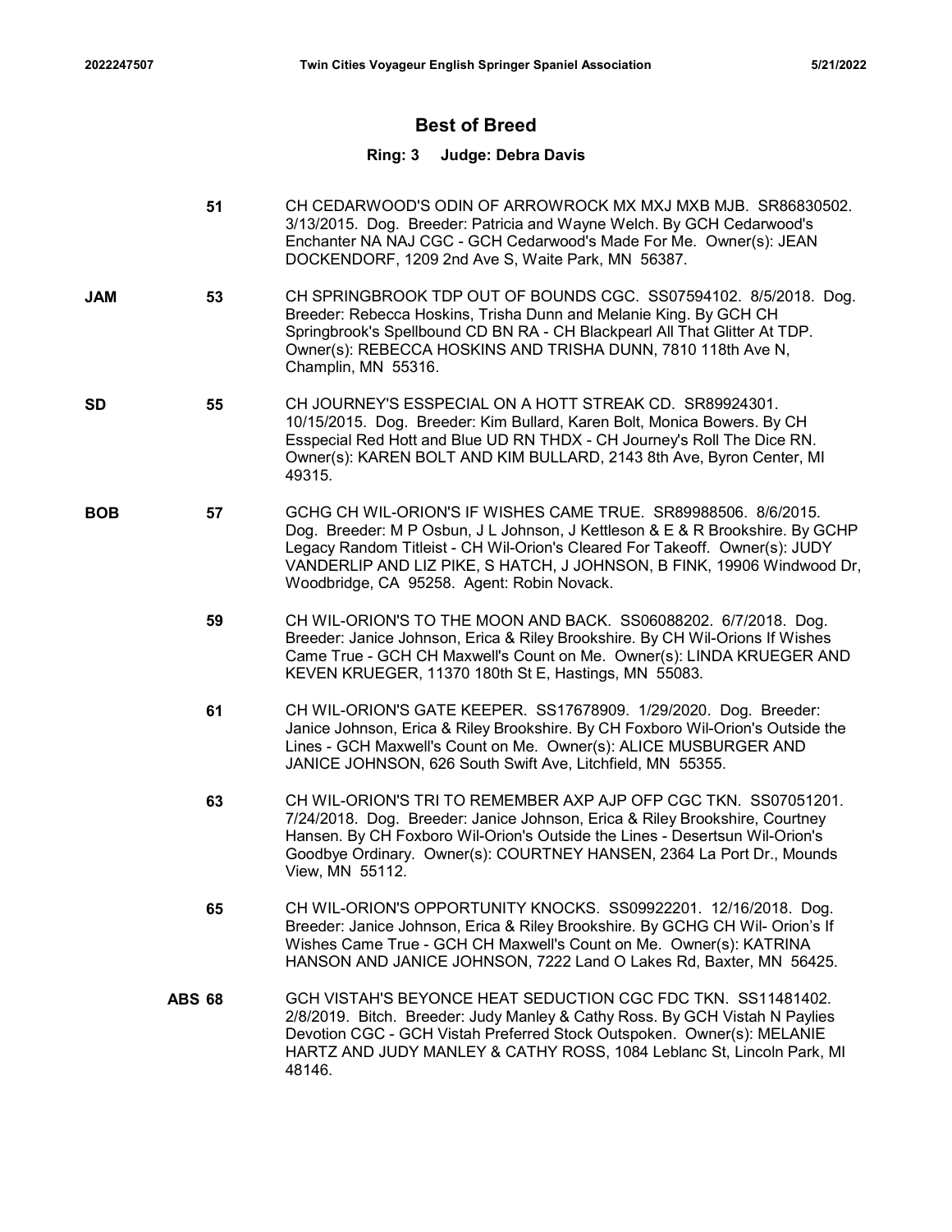## Best of Breed

### Ring: 3 Judge: Debra Davis

**51** CH CEDARWOOD'S ODIN OF ARROWROCK MX MXJ MXB MJB. SR86830502. 3/13/2015. Dog. Breeder: Patricia and Wayne Welch. By GCH Cedarwood's Enchanter NA NAJ CGC - GCH Cedarwood's Made For Me. Owner(s): JEAN DOCKENDORF, 1209 2nd Ave S, Waite Park, MN 56387.

**JAM** **53** CH SPRINGBROOK TDP OUT OF BOUNDS CGC. SS07594102. 8/5/2018. Dog. Breeder: Rebecca Hoskins, Trisha Dunn and Melanie King. By GCH CH Springbrook's Spellbound CD BN RA - CH Blackpearl All That Glitter At TDP. Owner(s): REBECCA HOSKINS AND TRISHA DUNN, 7810 118th Ave N, Champlin, MN 55316.

**SD** **55** CH JOURNEY'S ESSPECIAL ON A HOTT STREAK CD. SR89924301. 10/15/2015. Dog. Breeder: Kim Bullard, Karen Bolt, Monica Bowers. By CH Esspecial Red Hott and Blue UD RN THDX - CH Journey's Roll The Dice RN. Owner(s): KAREN BOLT AND KIM BULLARD, 2143 8th Ave, Byron Center, MI 49315.

**BOB** **57** GCHG CH WIL-ORION'S IF WISHES CAME TRUE. SR89988506. 8/6/2015. Dog. Breeder: M P Osbun, J L Johnson, J Kettleson & E & R Brookshire. By GCHP Legacy Random Titleist - CH Wil-Orion's Cleared For Takeoff. Owner(s): JUDY VANDERLIP AND LIZ PIKE, S HATCH, J JOHNSON, B FINK, 19906 Windwood Dr, Woodbridge, CA 95258. Agent: Robin Novack.

**59** CH WIL-ORION'S TO THE MOON AND BACK. SS06088202. 6/7/2018. Dog. Breeder: Janice Johnson, Erica & Riley Brookshire. By CH Wil-Orions If Wishes Came True - GCH CH Maxwell's Count on Me. Owner(s): LINDA KRUEGER AND KEVEN KRUEGER, 11370 180th St E, Hastings, MN 55083.

**61** CH WIL-ORION'S GATE KEEPER. SS17678909. 1/29/2020. Dog. Breeder: Janice Johnson, Erica & Riley Brookshire. By CH Foxboro Wil-Orion's Outside the Lines - GCH Maxwell's Count on Me. Owner(s): ALICE MUSBURGER AND JANICE JOHNSON, 626 South Swift Ave, Litchfield, MN 55355.

**63** CH WIL-ORION'S TRI TO REMEMBER AXP AJP OFP CGC TKN. SS07051201. 7/24/2018. Dog. Breeder: Janice Johnson, Erica & Riley Brookshire, Courtney Hansen. By CH Foxboro Wil-Orion's Outside the Lines - Desertsun Wil-Orion's Goodbye Ordinary. Owner(s): COURTNEY HANSEN, 2364 La Port Dr., Mounds View, MN 55112.

**65** CH WIL-ORION'S OPPORTUNITY KNOCKS. SS09922201. 12/16/2018. Dog. Breeder: Janice Johnson, Erica & Riley Brookshire. By GCHG CH Wil- Orion's If Wishes Came True - GCH CH Maxwell's Count on Me. Owner(s): KATRINA HANSON AND JANICE JOHNSON, 7222 Land O Lakes Rd, Baxter, MN 56425.

**ABS 68** GCH VISTAH'S BEYONCE HEAT SEDUCTION CGC FDC TKN. SS11481402. 2/8/2019. Bitch. Breeder: Judy Manley & Cathy Ross. By GCH Vistah N Paylies Devotion CGC - GCH Vistah Preferred Stock Outspoken. Owner(s): MELANIE HARTZ AND JUDY MANLEY & CATHY ROSS, 1084 Leblanc St, Lincoln Park, MI 48146.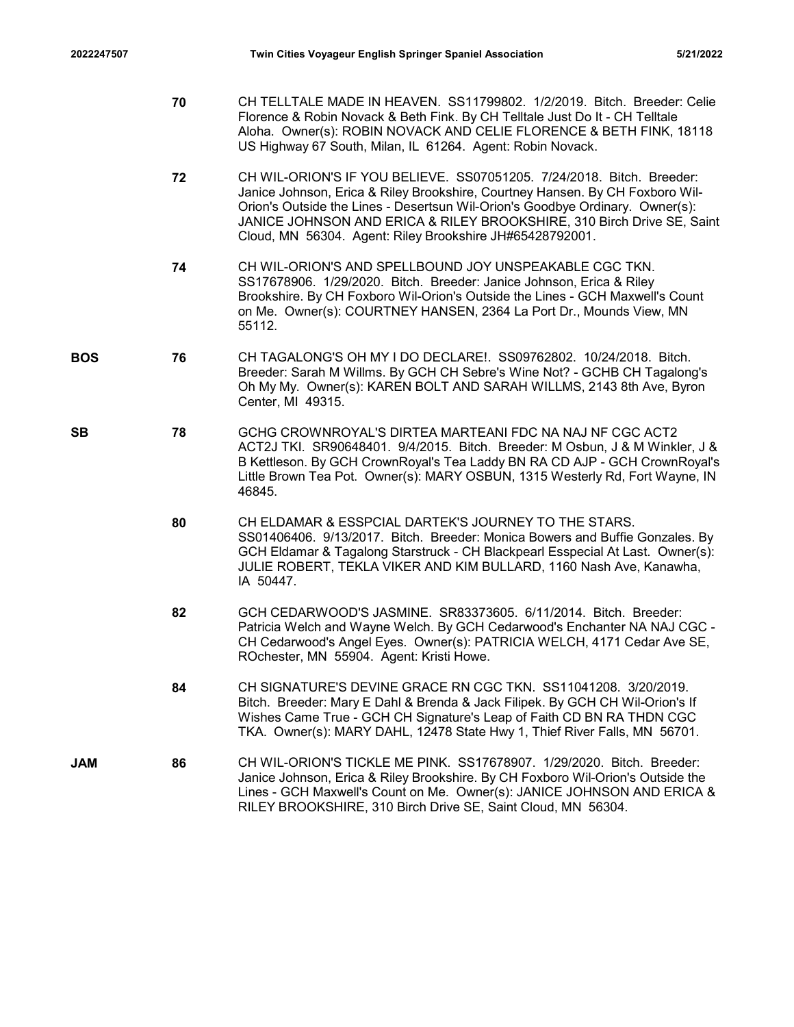| | | |
|---|---|---|
| | 70 | CH TELLTALE MADE IN HEAVEN. SS11799802. 1/2/2019. Bitch. Breeder: Celie Florence & Robin Novack & Beth Fink. By CH Telltale Just Do It - CH Telltale Aloha. Owner(s): ROBIN NOVACK AND CELIE FLORENCE & BETH FINK, 18118 US Highway 67 South, Milan, IL 61264. Agent: Robin Novack. |
| | 72 | CH WIL-ORION'S IF YOU BELIEVE. SS07051205. 7/24/2018. Bitch. Breeder: Janice Johnson, Erica & Riley Brookshire, Courtney Hansen. By CH Foxboro Wil-Orion's Outside the Lines - Desertsun Wil-Orion's Goodbye Ordinary. Owner(s): JANICE JOHNSON AND ERICA & RILEY BROOKSHIRE, 310 Birch Drive SE, Saint Cloud, MN 56304. Agent: Riley Brookshire JH#65428792001. |
| | 74 | CH WIL-ORION'S AND SPELLBOUND JOY UNSPEAKABLE CGC TKN. SS17678906. 1/29/2020. Bitch. Breeder: Janice Johnson, Erica & Riley Brookshire. By CH Foxboro Wil-Orion's Outside the Lines - GCH Maxwell's Count on Me. Owner(s): COURTNEY HANSEN, 2364 La Port Dr., Mounds View, MN 55112. |
| BOS | 76 | CH TAGALONG'S OH MY I DO DECLARE!. SS09762802. 10/24/2018. Bitch. Breeder: Sarah M Willms. By GCH CH Sebre's Wine Not? - GCHB CH Tagalong's Oh My My. Owner(s): KAREN BOLT AND SARAH WILLMS, 2143 8th Ave, Byron Center, MI 49315. |
| SB | 78 | GCHG CROWNROYAL'S DIRTEA MARTEANI FDC NA NAJ NF CGC ACT2 ACT2J TKI. SR90648401. 9/4/2015. Bitch. Breeder: M Osbun, J & M Winkler, J & B Kettleson. By GCH CrownRoyal's Tea Laddy BN RA CD AJP - GCH CrownRoyal's Little Brown Tea Pot. Owner(s): MARY OSBUN, 1315 Westerly Rd, Fort Wayne, IN 46845. |
| | 80 | CH ELDAMAR & ESSPCIAL DARTEK'S JOURNEY TO THE STARS. SS01406406. 9/13/2017. Bitch. Breeder: Monica Bowers and Buffie Gonzales. By GCH Eldamar & Tagalong Starstruck - CH Blackpearl Esspecial At Last. Owner(s): JULIE ROBERT, TEKLA VIKER AND KIM BULLARD, 1160 Nash Ave, Kanawha, IA 50447. |
| | 82 | GCH CEDARWOOD'S JASMINE. SR83373605. 6/11/2014. Bitch. Breeder: Patricia Welch and Wayne Welch. By GCH Cedarwood's Enchanter NA NAJ CGC - CH Cedarwood's Angel Eyes. Owner(s): PATRICIA WELCH, 4171 Cedar Ave SE, ROchester, MN 55904. Agent: Kristi Howe. |
| | 84 | CH SIGNATURE'S DEVINE GRACE RN CGC TKN. SS11041208. 3/20/2019. Bitch. Breeder: Mary E Dahl & Brenda & Jack Filipek. By GCH CH Wil-Orion's If Wishes Came True - GCH CH Signature's Leap of Faith CD BN RA THDN CGC TKA. Owner(s): MARY DAHL, 12478 State Hwy 1, Thief River Falls, MN 56701. |
| JAM | 86 | CH WIL-ORION'S TICKLE ME PINK. SS17678907. 1/29/2020. Bitch. Breeder: Janice Johnson, Erica & Riley Brookshire. By CH Foxboro Wil-Orion's Outside the Lines - GCH Maxwell's Count on Me. Owner(s): JANICE JOHNSON AND ERICA & RILEY BROOKSHIRE, 310 Birch Drive SE, Saint Cloud, MN 56304. |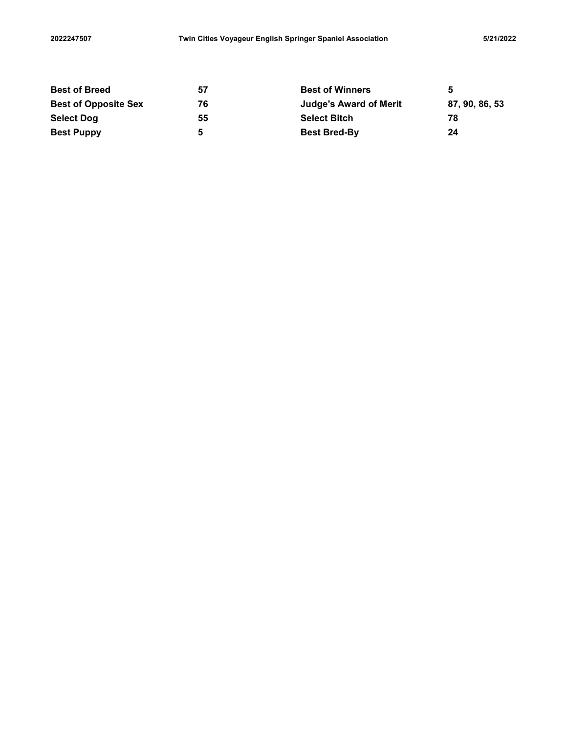**2022247507** **Twin Cities Voyageur English Springer Spaniel Association** **5/21/2022**

| | | | |
|---|---|---|---|
| **Best of Breed** | **57** | **Best of Winners** | **5** |
| **Best of Opposite Sex** | **76** | **Judge's Award of Merit** | **87, 90, 86, 53** |
| **Select Dog** | **55** | **Select Bitch** | **78** |
| **Best Puppy** | **5** | **Best Bred-By** | **24** |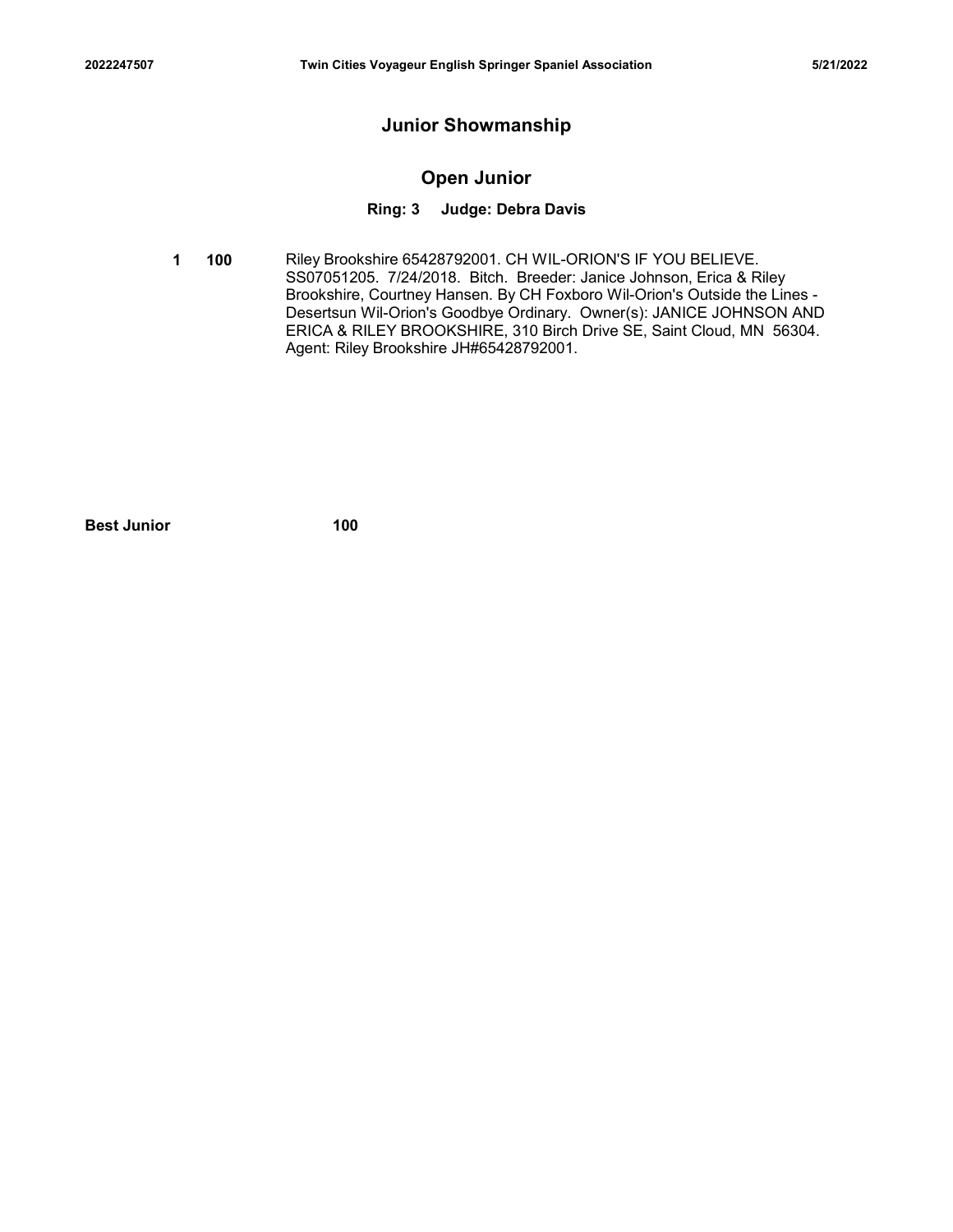## Junior Showmanship

### Open Junior

**Ring: 3 Judge: Debra Davis**

**1 100** Riley Brookshire 65428792001. CH WIL-ORION'S IF YOU BELIEVE. SS07051205. 7/24/2018. Bitch. Breeder: Janice Johnson, Erica & Riley Brookshire, Courtney Hansen. By CH Foxboro Wil-Orion's Outside the Lines - Desertsun Wil-Orion's Goodbye Ordinary. Owner(s): JANICE JOHNSON AND ERICA & RILEY BROOKSHIRE, 310 Birch Drive SE, Saint Cloud, MN 56304. Agent: Riley Brookshire JH#65428792001.

**Best Junior** **100**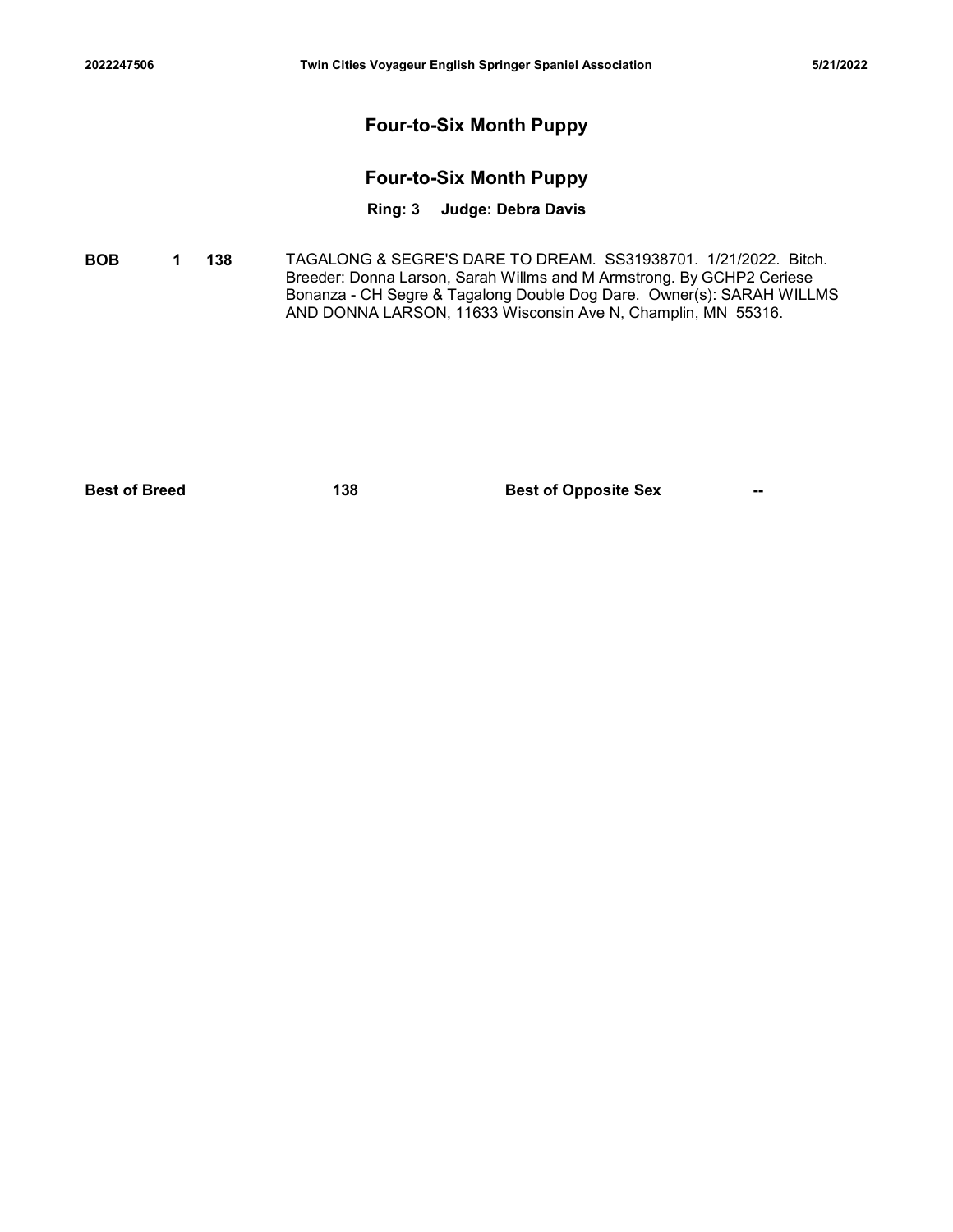## Four-to-Six Month Puppy

### Four-to-Six Month Puppy

**Ring: 3 Judge: Debra Davis**

**BOB** **1** **138** TAGALONG & SEGRE'S DARE TO DREAM. SS31938701. 1/21/2022. Bitch. Breeder: Donna Larson, Sarah Willms and M Armstrong. By GCHP2 Ceriese Bonanza - CH Segre & Tagalong Double Dog Dare. Owner(s): SARAH WILLMS AND DONNA LARSON, 11633 Wisconsin Ave N, Champlin, MN 55316.

| **Best of Breed** | **138** | **Best of Opposite Sex** | **--** |
|---|---|---|---|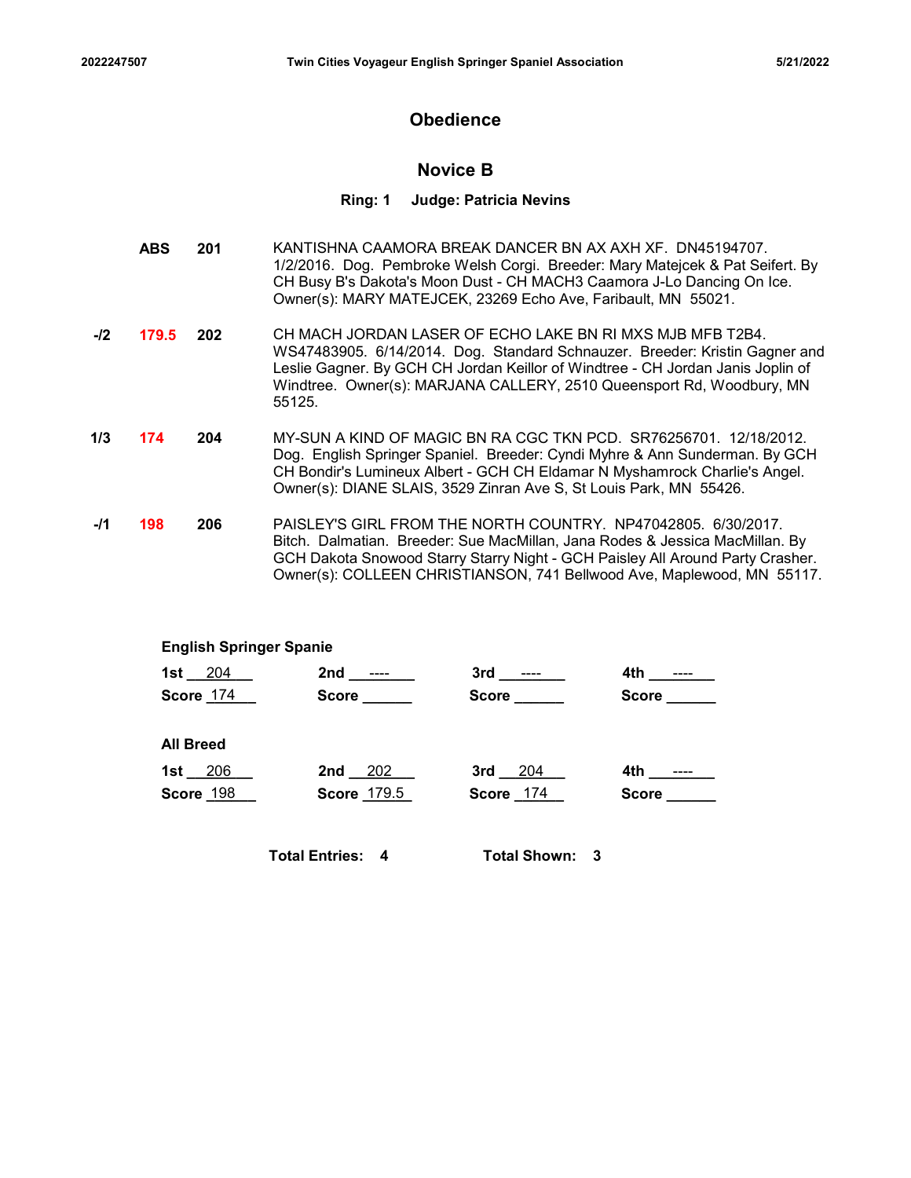## Obedience

### Novice B

**Ring: 1 Judge: Patricia Nevins**

| Placement | Score | Armband | Entry |
|---|---|---|---|
| | ABS | 201 | KANTISHNA CAAMORA BREAK DANCER BN AX AXH XF. DN45194707. 1/2/2016. Dog. Pembroke Welsh Corgi. Breeder: Mary Matejcek & Pat Seifert. By CH Busy B's Dakota's Moon Dust - CH MACH3 Caamora J-Lo Dancing On Ice. Owner(s): MARY MATEJCEK, 23269 Echo Ave, Faribault, MN 55021. |
| -/2 | 179.5 | 202 | CH MACH JORDAN LASER OF ECHO LAKE BN RI MXS MJB MFB T2B4. WS47483905. 6/14/2014. Dog. Standard Schnauzer. Breeder: Kristin Gagner and Leslie Gagner. By GCH CH Jordan Keillor of Windtree - CH Jordan Janis Joplin of Windtree. Owner(s): MARJANA CALLERY, 2510 Queensport Rd, Woodbury, MN 55125. |
| 1/3 | 174 | 204 | MY-SUN A KIND OF MAGIC BN RA CGC TKN PCD. SR76256701. 12/18/2012. Dog. English Springer Spaniel. Breeder: Cyndi Myhre & Ann Sunderman. By GCH CH Bondir's Lumineux Albert - GCH CH Eldamar N Myshamrock Charlie's Angel. Owner(s): DIANE SLAIS, 3529 Zinran Ave S, St Louis Park, MN 55426. |
| -/1 | 198 | 206 | PAISLEY'S GIRL FROM THE NORTH COUNTRY. NP47042805. 6/30/2017. Bitch. Dalmatian. Breeder: Sue MacMillan, Jana Rodes & Jessica MacMillan. By GCH Dakota Snowood Starry Starry Night - GCH Paisley All Around Party Crasher. Owner(s): COLLEEN CHRISTIANSON, 741 Bellwood Ave, Maplewood, MN 55117. |

**English Springer Spanie**

| 1st | 2nd | 3rd | 4th |
|---|---|---|---|
| 204 | ---- | ---- | ---- |
| Score 174 | Score | Score | Score |

**All Breed**

| 1st | 2nd | 3rd | 4th |
|---|---|---|---|
| 206 | 202 | 204 | ---- |
| Score 198 | Score 179.5 | Score 174 | Score |

**Total Entries: 4 Total Shown: 3**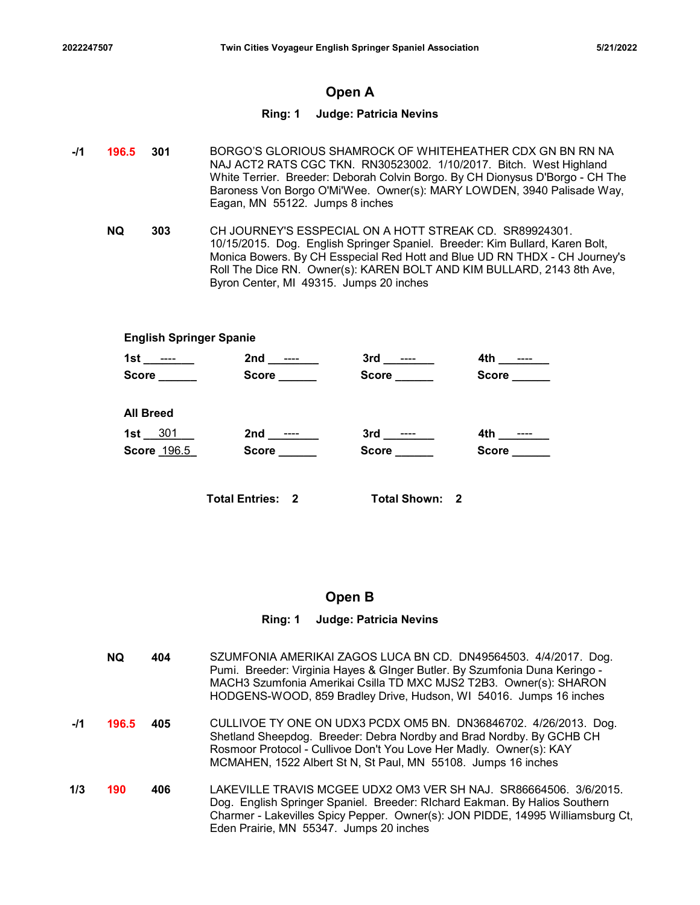## Open A

**Ring: 1 Judge: Patricia Nevins**

| Placement | Score | Armband | Entry |
|---|---|---|---|
| -/1 | 196.5 | 301 | BORGO'S GLORIOUS SHAMROCK OF WHITEHEATHER CDX GN BN RN NA NAJ ACT2 RATS CGC TKN. RN30523002. 1/10/2017. Bitch. West Highland White Terrier. Breeder: Deborah Colvin Borgo. By CH Dionysus D'Borgo - CH The Baroness Von Borgo O'Mi'Wee. Owner(s): MARY LOWDEN, 3940 Palisade Way, Eagan, MN 55122. Jumps 8 inches |
| | NQ | 303 | CH JOURNEY'S ESSPECIAL ON A HOTT STREAK CD. SR89924301. 10/15/2015. Dog. English Springer Spaniel. Breeder: Kim Bullard, Karen Bolt, Monica Bowers. By CH Esspecial Red Hott and Blue UD RN THDX - CH Journey's Roll The Dice RN. Owner(s): KAREN BOLT AND KIM BULLARD, 2143 8th Ave, Byron Center, MI 49315. Jumps 20 inches |

**English Springer Spanie**

| 1st | 2nd | 3rd | 4th |
|---|---|---|---|
| ---- | ---- | ---- | ---- |
| Score | Score | Score | Score |

**All Breed**

| 1st | 2nd | 3rd | 4th |
|---|---|---|---|
| 301 | ---- | ---- | ---- |
| Score 196.5 | Score | Score | Score |

**Total Entries: 2** **Total Shown: 2**

## Open B

**Ring: 1 Judge: Patricia Nevins**

| Placement | Score | Armband | Entry |
|---|---|---|---|
| | NQ | 404 | SZUMFONIA AMERIKAI ZAGOS LUCA BN CD. DN49564503. 4/4/2017. Dog. Pumi. Breeder: Virginia Hayes & GInger Butler. By Szumfonia Duna Keringo - MACH3 Szumfonia Amerikai Csilla TD MXC MJS2 T2B3. Owner(s): SHARON HODGENS-WOOD, 859 Bradley Drive, Hudson, WI 54016. Jumps 16 inches |
| -/1 | 196.5 | 405 | CULLIVOE TY ONE ON UDX3 PCDX OM5 BN. DN36846702. 4/26/2013. Dog. Shetland Sheepdog. Breeder: Debra Nordby and Brad Nordby. By GCHB CH Rosmoor Protocol - Cullivoe Don't You Love Her Madly. Owner(s): KAY MCMAHEN, 1522 Albert St N, St Paul, MN 55108. Jumps 16 inches |
| 1/3 | 190 | 406 | LAKEVILLE TRAVIS MCGEE UDX2 OM3 VER SH NAJ. SR86664506. 3/6/2015. Dog. English Springer Spaniel. Breeder: RIchard Eakman. By Halios Southern Charmer - Lakevilles Spicy Pepper. Owner(s): JON PIDDE, 14995 Williamsburg Ct, Eden Prairie, MN 55347. Jumps 20 inches |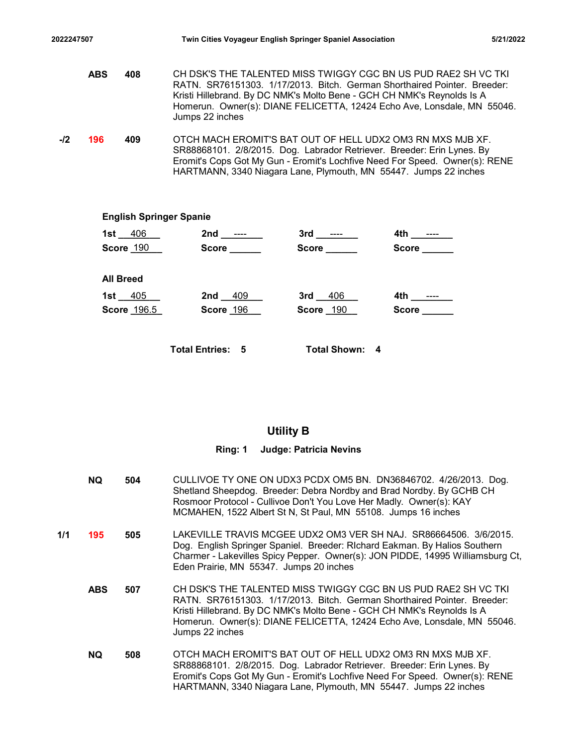| | | | |
|---|---|---|---|
| | ABS | 408 | CH DSK'S THE TALENTED MISS TWIGGY CGC BN US PUD RAE2 SH VC TKI RATN. SR76151303. 1/17/2013. Bitch. German Shorthaired Pointer. Breeder: Kristi Hillebrand. By DC NMK's Molto Bene - GCH CH NMK's Reynolds Is A Homerun. Owner(s): DIANE FELICETTA, 12424 Echo Ave, Lonsdale, MN 55046. Jumps 22 inches |
| -/2 | 196 | 409 | OTCH MACH EROMIT'S BAT OUT OF HELL UDX2 OM3 RN MXS MJB XF. SR88868101. 2/8/2015. Dog. Labrador Retriever. Breeder: Erin Lynes. By Eromit's Cops Got My Gun - Eromit's Lochfive Need For Speed. Owner(s): RENE HARTMANN, 3340 Niagara Lane, Plymouth, MN 55447. Jumps 22 inches |

**English Springer Spanie**

| 1st 406 | 2nd ---- | 3rd ---- | 4th ---- |
|---|---|---|---|
| Score 190 | Score | Score | Score |

**All Breed**

| 1st 405 | 2nd 409 | 3rd 406 | 4th ---- |
|---|---|---|---|
| Score 196.5 | Score 196 | Score 190 | Score |

**Total Entries: 5** **Total Shown: 4**

## Utility B

**Ring: 1 Judge: Patricia Nevins**

| | | | |
|---|---|---|---|
| | NQ | 504 | CULLIVOE TY ONE ON UDX3 PCDX OM5 BN. DN36846702. 4/26/2013. Dog. Shetland Sheepdog. Breeder: Debra Nordby and Brad Nordby. By GCHB CH Rosmoor Protocol - Cullivoe Don't You Love Her Madly. Owner(s): KAY MCMAHEN, 1522 Albert St N, St Paul, MN 55108. Jumps 16 inches |
| 1/1 | 195 | 505 | LAKEVILLE TRAVIS MCGEE UDX2 OM3 VER SH NAJ. SR86664506. 3/6/2015. Dog. English Springer Spaniel. Breeder: RIchard Eakman. By Halios Southern Charmer - Lakevilles Spicy Pepper. Owner(s): JON PIDDE, 14995 Williamsburg Ct, Eden Prairie, MN 55347. Jumps 20 inches |
| | ABS | 507 | CH DSK'S THE TALENTED MISS TWIGGY CGC BN US PUD RAE2 SH VC TKI RATN. SR76151303. 1/17/2013. Bitch. German Shorthaired Pointer. Breeder: Kristi Hillebrand. By DC NMK's Molto Bene - GCH CH NMK's Reynolds Is A Homerun. Owner(s): DIANE FELICETTA, 12424 Echo Ave, Lonsdale, MN 55046. Jumps 22 inches |
| | NQ | 508 | OTCH MACH EROMIT'S BAT OUT OF HELL UDX2 OM3 RN MXS MJB XF. SR88868101. 2/8/2015. Dog. Labrador Retriever. Breeder: Erin Lynes. By Eromit's Cops Got My Gun - Eromit's Lochfive Need For Speed. Owner(s): RENE HARTMANN, 3340 Niagara Lane, Plymouth, MN 55447. Jumps 22 inches |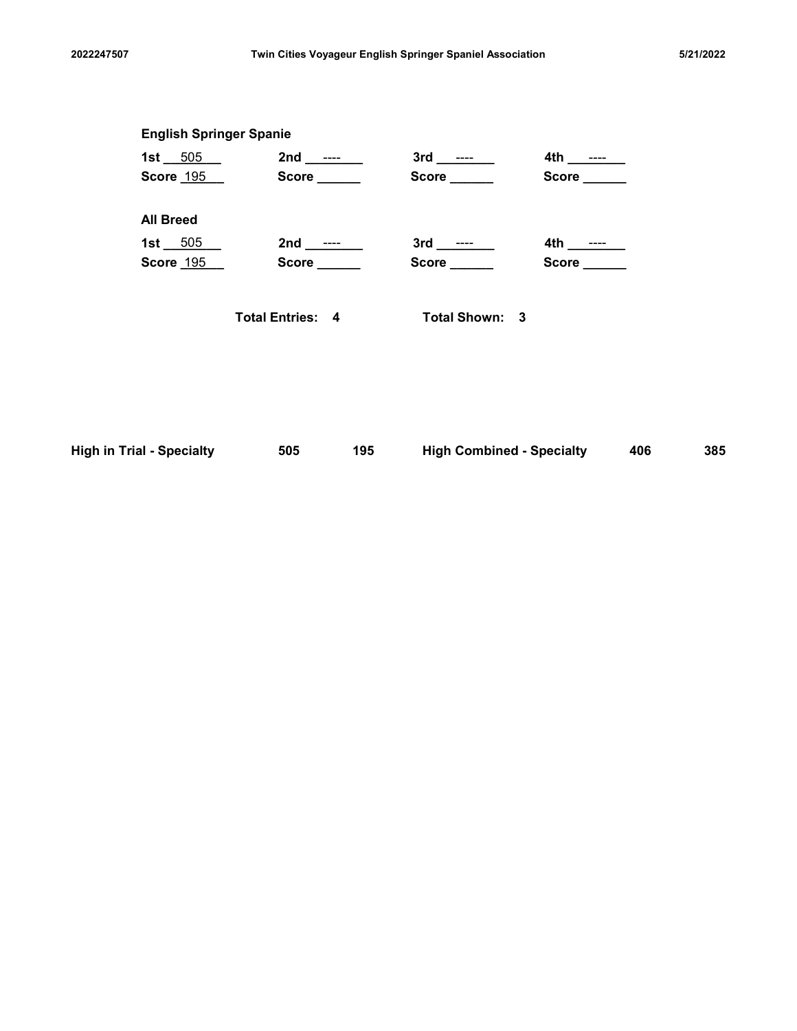**English Springer Spanie**

| 1st 505 | 2nd ---- | 3rd ---- | 4th ---- |
|---|---|---|---|
| Score 195 | Score ______ | Score ______ | Score ______ |

**All Breed**

| 1st 505 | 2nd ---- | 3rd ---- | 4th ---- |
|---|---|---|---|
| Score 195 | Score ______ | Score ______ | Score ______ |

**Total Entries: 4** **Total Shown: 3**

| **High in Trial - Specialty** | **505** | **195** | **High Combined - Specialty** | **406** | **385** |
|---|---|---|---|---|---|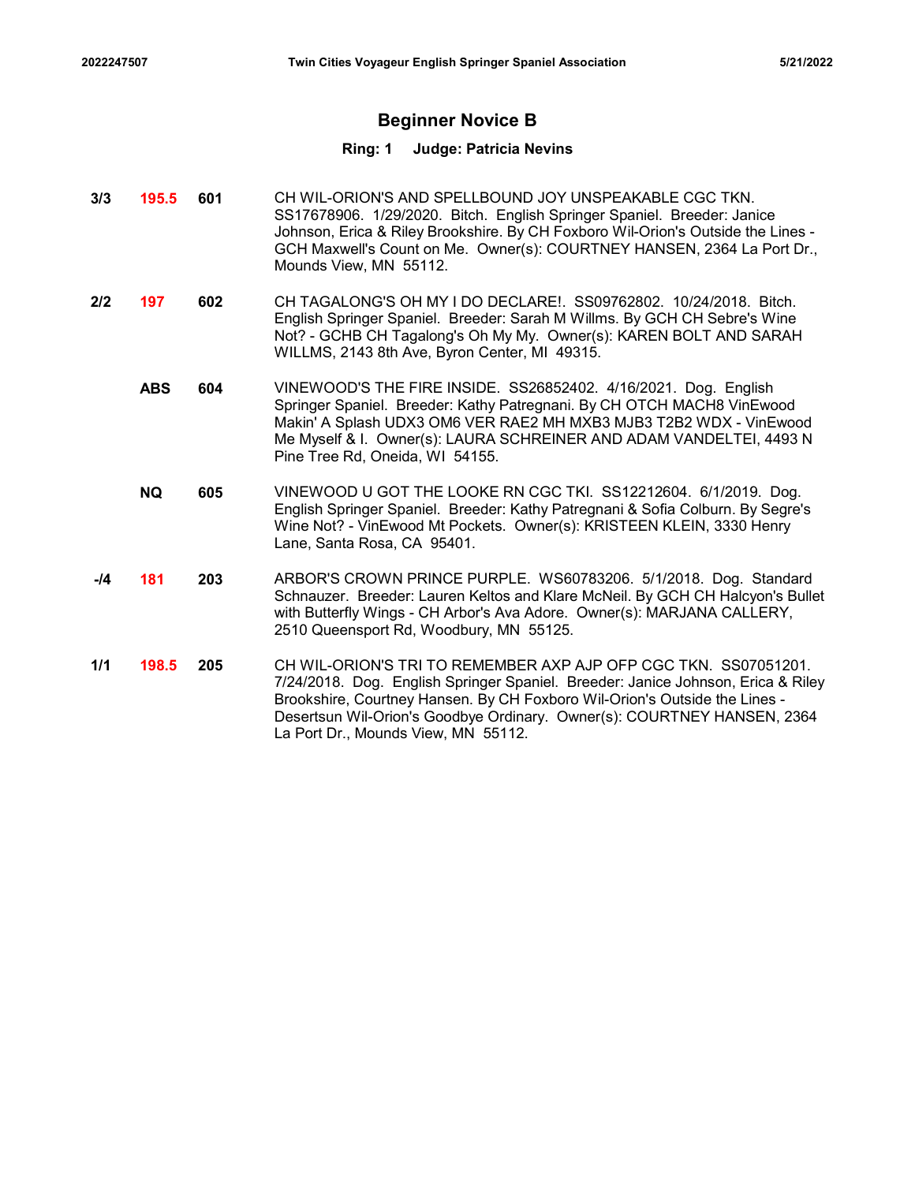## Beginner Novice B

### Ring: 1 Judge: Patricia Nevins

| Placement | Score | Armband | Entry |
|---|---|---|---|
| 3/3 | 195.5 | 601 | CH WIL-ORION'S AND SPELLBOUND JOY UNSPEAKABLE CGC TKN. SS17678906. 1/29/2020. Bitch. English Springer Spaniel. Breeder: Janice Johnson, Erica & Riley Brookshire. By CH Foxboro Wil-Orion's Outside the Lines - GCH Maxwell's Count on Me. Owner(s): COURTNEY HANSEN, 2364 La Port Dr., Mounds View, MN 55112. |
| 2/2 | 197 | 602 | CH TAGALONG'S OH MY I DO DECLARE!. SS09762802. 10/24/2018. Bitch. English Springer Spaniel. Breeder: Sarah M Willms. By GCH CH Sebre's Wine Not? - GCHB CH Tagalong's Oh My My. Owner(s): KAREN BOLT AND SARAH WILLMS, 2143 8th Ave, Byron Center, MI 49315. |
| | ABS | 604 | VINEWOOD'S THE FIRE INSIDE. SS26852402. 4/16/2021. Dog. English Springer Spaniel. Breeder: Kathy Patregnani. By CH OTCH MACH8 VinEwood Makin' A Splash UDX3 OM6 VER RAE2 MH MXB3 MJB3 T2B2 WDX - VinEwood Me Myself & I. Owner(s): LAURA SCHREINER AND ADAM VANDELTEI, 4493 N Pine Tree Rd, Oneida, WI 54155. |
| | NQ | 605 | VINEWOOD U GOT THE LOOKE RN CGC TKI. SS12212604. 6/1/2019. Dog. English Springer Spaniel. Breeder: Kathy Patregnani & Sofia Colburn. By Segre's Wine Not? - VinEwood Mt Pockets. Owner(s): KRISTEEN KLEIN, 3330 Henry Lane, Santa Rosa, CA 95401. |
| -/4 | 181 | 203 | ARBOR'S CROWN PRINCE PURPLE. WS60783206. 5/1/2018. Dog. Standard Schnauzer. Breeder: Lauren Keltos and Klare McNeil. By GCH CH Halcyon's Bullet with Butterfly Wings - CH Arbor's Ava Adore. Owner(s): MARJANA CALLERY, 2510 Queensport Rd, Woodbury, MN 55125. |
| 1/1 | 198.5 | 205 | CH WIL-ORION'S TRI TO REMEMBER AXP AJP OFP CGC TKN. SS07051201. 7/24/2018. Dog. English Springer Spaniel. Breeder: Janice Johnson, Erica & Riley Brookshire, Courtney Hansen. By CH Foxboro Wil-Orion's Outside the Lines - Desertsun Wil-Orion's Goodbye Ordinary. Owner(s): COURTNEY HANSEN, 2364 La Port Dr., Mounds View, MN 55112. |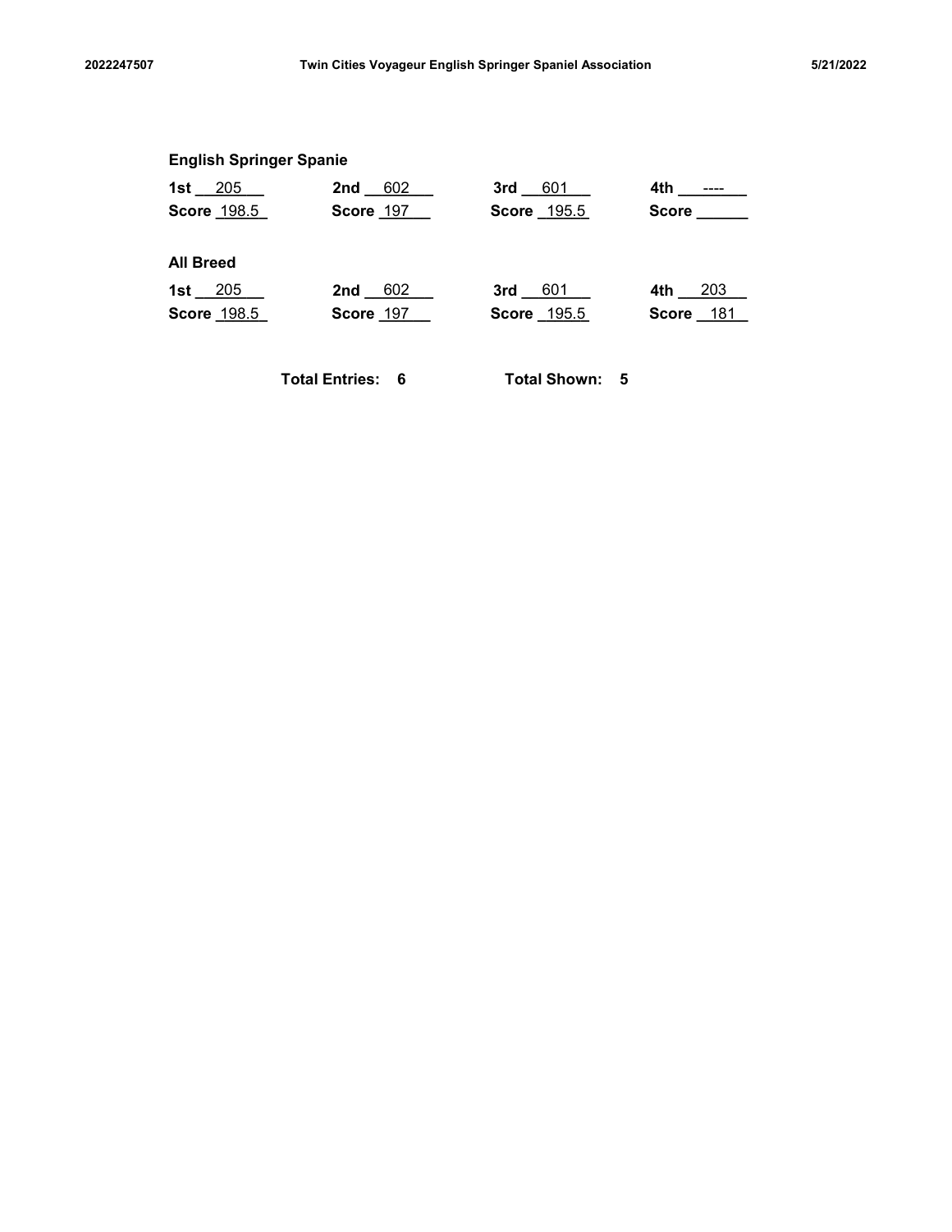### English Springer Spanie

| 1st 205 | 2nd 602 | 3rd 601 | 4th ---- |
|---|---|---|---|
| Score 198.5 | Score 197 | Score 195.5 | Score |

### All Breed

| 1st 205 | 2nd 602 | 3rd 601 | 4th 203 |
|---|---|---|---|
| Score 198.5 | Score 197 | Score 195.5 | Score 181 |

**Total Entries: 6** **Total Shown: 5**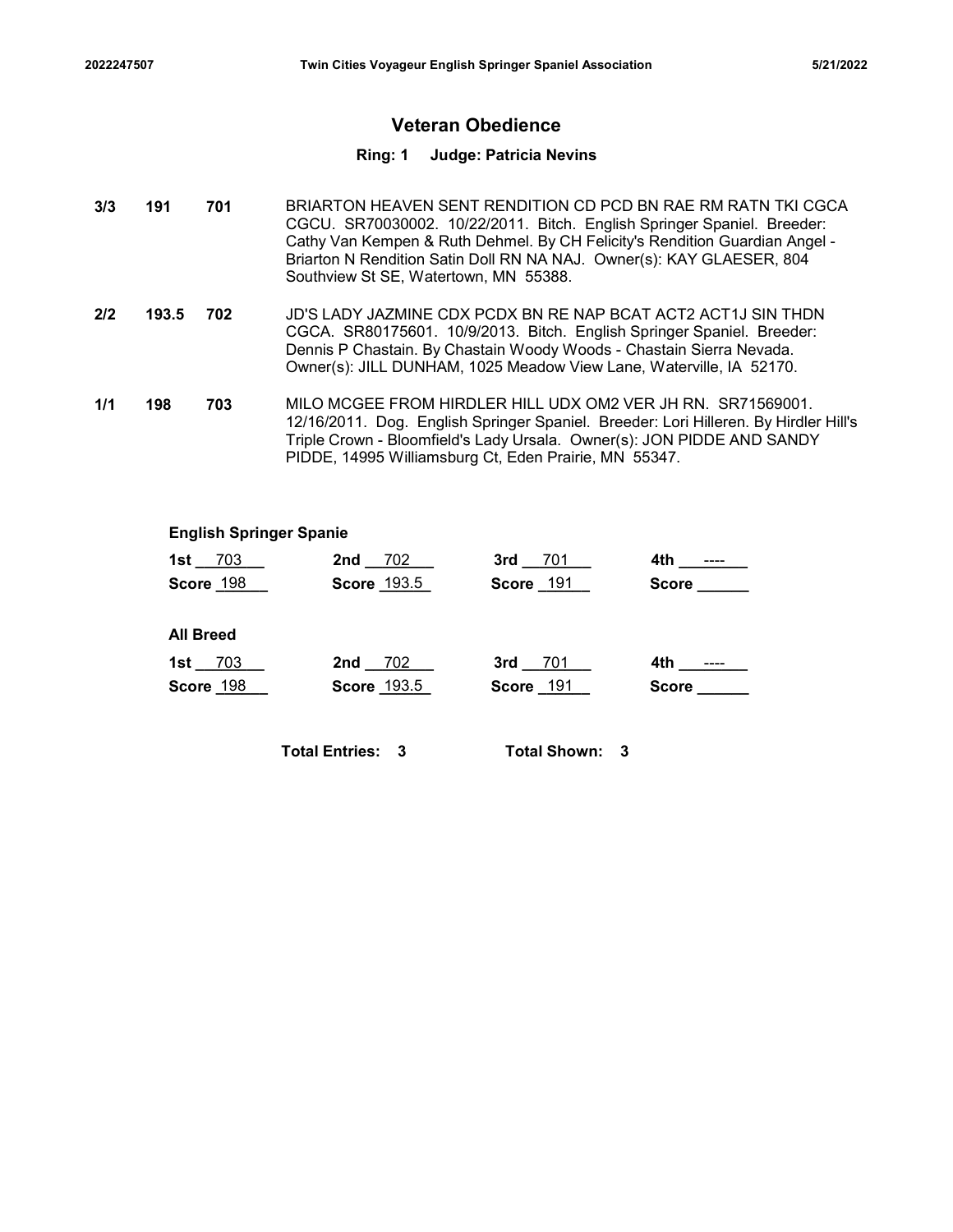## Veteran Obedience

### Ring: 1 Judge: Patricia Nevins

| | | | |
|---|---|---|---|
| 3/3 | 191 | 701 | BRIARTON HEAVEN SENT RENDITION CD PCD BN RAE RM RATN TKI CGCA CGCU. SR70030002. 10/22/2011. Bitch. English Springer Spaniel. Breeder: Cathy Van Kempen & Ruth Dehmel. By CH Felicity's Rendition Guardian Angel - Briarton N Rendition Satin Doll RN NA NAJ. Owner(s): KAY GLAESER, 804 Southview St SE, Watertown, MN 55388. |
| 2/2 | 193.5 | 702 | JD'S LADY JAZMINE CDX PCDX BN RE NAP BCAT ACT2 ACT1J SIN THDN CGCA. SR80175601. 10/9/2013. Bitch. English Springer Spaniel. Breeder: Dennis P Chastain. By Chastain Woody Woods - Chastain Sierra Nevada. Owner(s): JILL DUNHAM, 1025 Meadow View Lane, Waterville, IA 52170. |
| 1/1 | 198 | 703 | MILO MCGEE FROM HIRDLER HILL UDX OM2 VER JH RN. SR71569001. 12/16/2011. Dog. English Springer Spaniel. Breeder: Lori Hilleren. By Hirdler Hill's Triple Crown - Bloomfield's Lady Ursala. Owner(s): JON PIDDE AND SANDY PIDDE, 14995 Williamsburg Ct, Eden Prairie, MN 55347. |

**English Springer Spanie**

| 1st 703 | 2nd 702 | 3rd 701 | 4th ---- |
|---|---|---|---|
| Score 198 | Score 193.5 | Score 191 | Score |

**All Breed**

| 1st 703 | 2nd 702 | 3rd 701 | 4th ---- |
|---|---|---|---|
| Score 198 | Score 193.5 | Score 191 | Score |

**Total Entries: 3** **Total Shown: 3**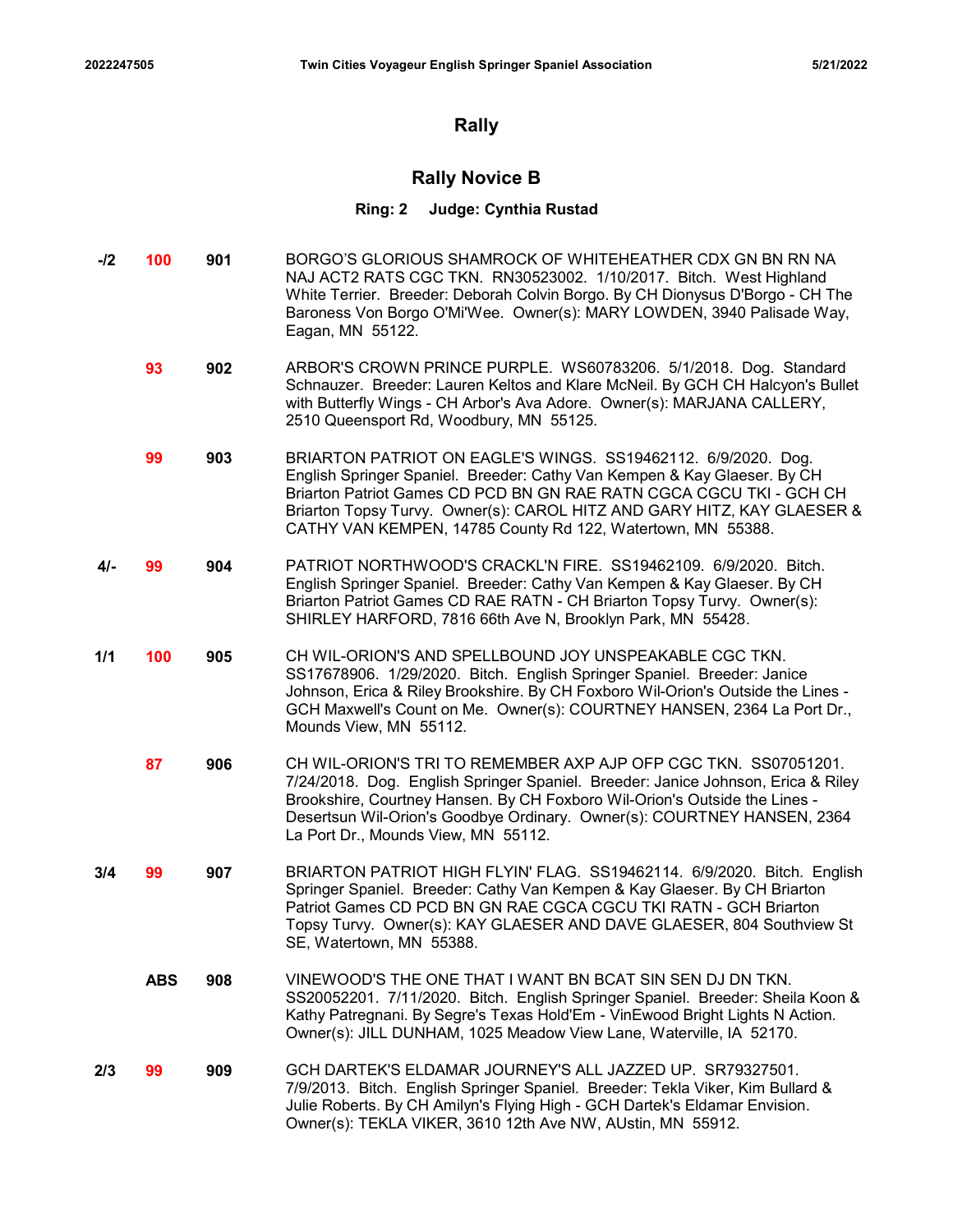# Rally

## Rally Novice B

**Ring: 2 Judge: Cynthia Rustad**

| Placement | Score | Armband | Entry |
|---|---|---|---|
| -/2 | 100 | 901 | BORGO'S GLORIOUS SHAMROCK OF WHITEHEATHER CDX GN BN RN NA NAJ ACT2 RATS CGC TKN. RN30523002. 1/10/2017. Bitch. West Highland White Terrier. Breeder: Deborah Colvin Borgo. By CH Dionysus D'Borgo - CH The Baroness Von Borgo O'Mi'Wee. Owner(s): MARY LOWDEN, 3940 Palisade Way, Eagan, MN 55122. |
| | 93 | 902 | ARBOR'S CROWN PRINCE PURPLE. WS60783206. 5/1/2018. Dog. Standard Schnauzer. Breeder: Lauren Keltos and Klare McNeil. By GCH CH Halcyon's Bullet with Butterfly Wings - CH Arbor's Ava Adore. Owner(s): MARJANA CALLERY, 2510 Queensport Rd, Woodbury, MN 55125. |
| | 99 | 903 | BRIARTON PATRIOT ON EAGLE'S WINGS. SS19462112. 6/9/2020. Dog. English Springer Spaniel. Breeder: Cathy Van Kempen & Kay Glaeser. By CH Briarton Patriot Games CD PCD BN GN RAE RATN CGCA CGCU TKI - GCH CH Briarton Topsy Turvy. Owner(s): CAROL HITZ AND GARY HITZ, KAY GLAESER & CATHY VAN KEMPEN, 14785 County Rd 122, Watertown, MN 55388. |
| 4/- | 99 | 904 | PATRIOT NORTHWOOD'S CRACKL'N FIRE. SS19462109. 6/9/2020. Bitch. English Springer Spaniel. Breeder: Cathy Van Kempen & Kay Glaeser. By CH Briarton Patriot Games CD RAE RATN - CH Briarton Topsy Turvy. Owner(s): SHIRLEY HARFORD, 7816 66th Ave N, Brooklyn Park, MN 55428. |
| 1/1 | 100 | 905 | CH WIL-ORION'S AND SPELLBOUND JOY UNSPEAKABLE CGC TKN. SS17678906. 1/29/2020. Bitch. English Springer Spaniel. Breeder: Janice Johnson, Erica & Riley Brookshire. By CH Foxboro Wil-Orion's Outside the Lines - GCH Maxwell's Count on Me. Owner(s): COURTNEY HANSEN, 2364 La Port Dr., Mounds View, MN 55112. |
| | 87 | 906 | CH WIL-ORION'S TRI TO REMEMBER AXP AJP OFP CGC TKN. SS07051201. 7/24/2018. Dog. English Springer Spaniel. Breeder: Janice Johnson, Erica & Riley Brookshire, Courtney Hansen. By CH Foxboro Wil-Orion's Outside the Lines - Desertsun Wil-Orion's Goodbye Ordinary. Owner(s): COURTNEY HANSEN, 2364 La Port Dr., Mounds View, MN 55112. |
| 3/4 | 99 | 907 | BRIARTON PATRIOT HIGH FLYIN' FLAG. SS19462114. 6/9/2020. Bitch. English Springer Spaniel. Breeder: Cathy Van Kempen & Kay Glaeser. By CH Briarton Patriot Games CD PCD BN GN RAE CGCA CGCU TKI RATN - GCH Briarton Topsy Turvy. Owner(s): KAY GLAESER AND DAVE GLAESER, 804 Southview St SE, Watertown, MN 55388. |
| | ABS | 908 | VINEWOOD'S THE ONE THAT I WANT BN BCAT SIN SEN DJ DN TKN. SS20052201. 7/11/2020. Bitch. English Springer Spaniel. Breeder: Sheila Koon & Kathy Patregnani. By Segre's Texas Hold'Em - VinEwood Bright Lights N Action. Owner(s): JILL DUNHAM, 1025 Meadow View Lane, Waterville, IA 52170. |
| 2/3 | 99 | 909 | GCH DARTEK'S ELDAMAR JOURNEY'S ALL JAZZED UP. SR79327501. 7/9/2013. Bitch. English Springer Spaniel. Breeder: Tekla Viker, Kim Bullard & Julie Roberts. By CH Amilyn's Flying High - GCH Dartek's Eldamar Envision. Owner(s): TEKLA VIKER, 3610 12th Ave NW, AUstin, MN 55912. |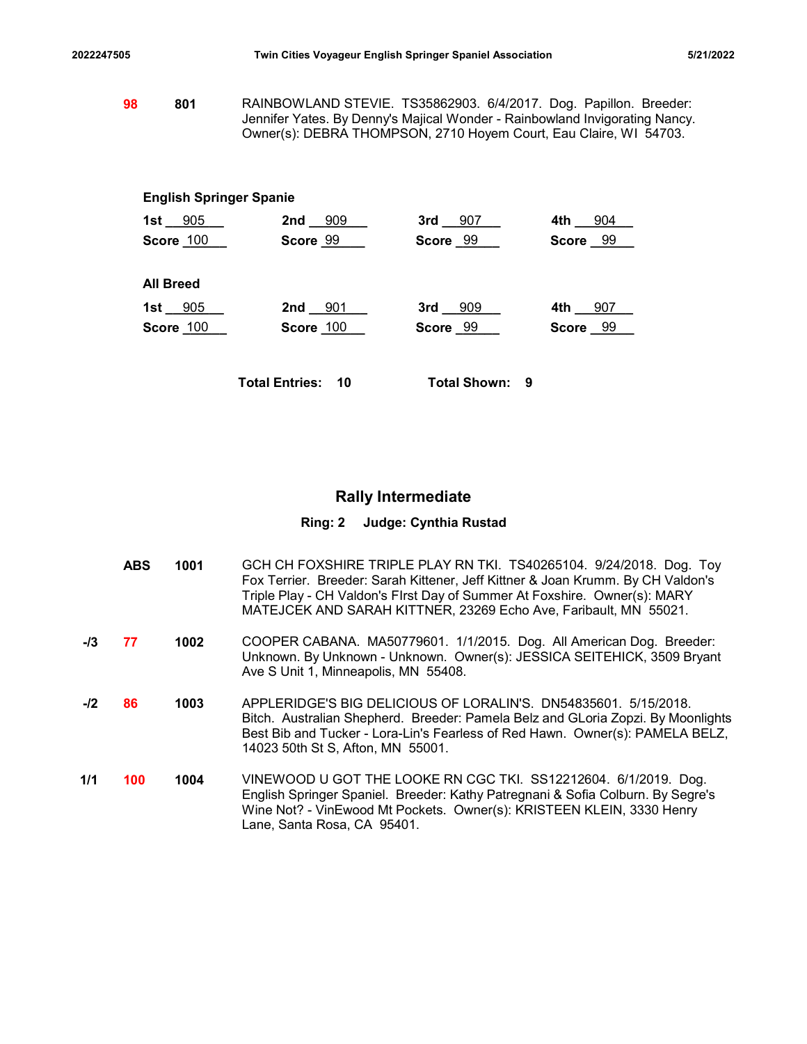| | | | |
|---|---|---|---|
| | 98 | 801 | RAINBOWLAND STEVIE. TS35862903. 6/4/2017. Dog. Papillon. Breeder: Jennifer Yates. By Denny's Majical Wonder - Rainbowland Invigorating Nancy. Owner(s): DEBRA THOMPSON, 2710 Hoyem Court, Eau Claire, WI 54703. |

**English Springer Spanie**

| 1st 905 | 2nd 909 | 3rd 907 | 4th 904 |
|---|---|---|---|
| Score 100 | Score 99 | Score 99 | Score 99 |

**All Breed**

| 1st 905 | 2nd 901 | 3rd 909 | 4th 907 |
|---|---|---|---|
| Score 100 | Score 100 | Score 99 | Score 99 |

**Total Entries: 10** **Total Shown: 9**

## Rally Intermediate

**Ring: 2 Judge: Cynthia Rustad**

| | | | |
|---|---|---|---|
| | ABS | 1001 | GCH CH FOXSHIRE TRIPLE PLAY RN TKI. TS40265104. 9/24/2018. Dog. Toy Fox Terrier. Breeder: Sarah Kittener, Jeff Kittner & Joan Krumm. By CH Valdon's Triple Play - CH Valdon's FIrst Day of Summer At Foxshire. Owner(s): MARY MATEJCEK AND SARAH KITTNER, 23269 Echo Ave, Faribault, MN 55021. |
| -/3 | 77 | 1002 | COOPER CABANA. MA50779601. 1/1/2015. Dog. All American Dog. Breeder: Unknown. By Unknown - Unknown. Owner(s): JESSICA SEITEHICK, 3509 Bryant Ave S Unit 1, Minneapolis, MN 55408. |
| -/2 | 86 | 1003 | APPLERIDGE'S BIG DELICIOUS OF LORALIN'S. DN54835601. 5/15/2018. Bitch. Australian Shepherd. Breeder: Pamela Belz and GLoria Zopzi. By Moonlights Best Bib and Tucker - Lora-Lin's Fearless of Red Hawn. Owner(s): PAMELA BELZ, 14023 50th St S, Afton, MN 55001. |
| 1/1 | 100 | 1004 | VINEWOOD U GOT THE LOOKE RN CGC TKI. SS12212604. 6/1/2019. Dog. English Springer Spaniel. Breeder: Kathy Patregnani & Sofia Colburn. By Segre's Wine Not? - VinEwood Mt Pockets. Owner(s): KRISTEEN KLEIN, 3330 Henry Lane, Santa Rosa, CA 95401. |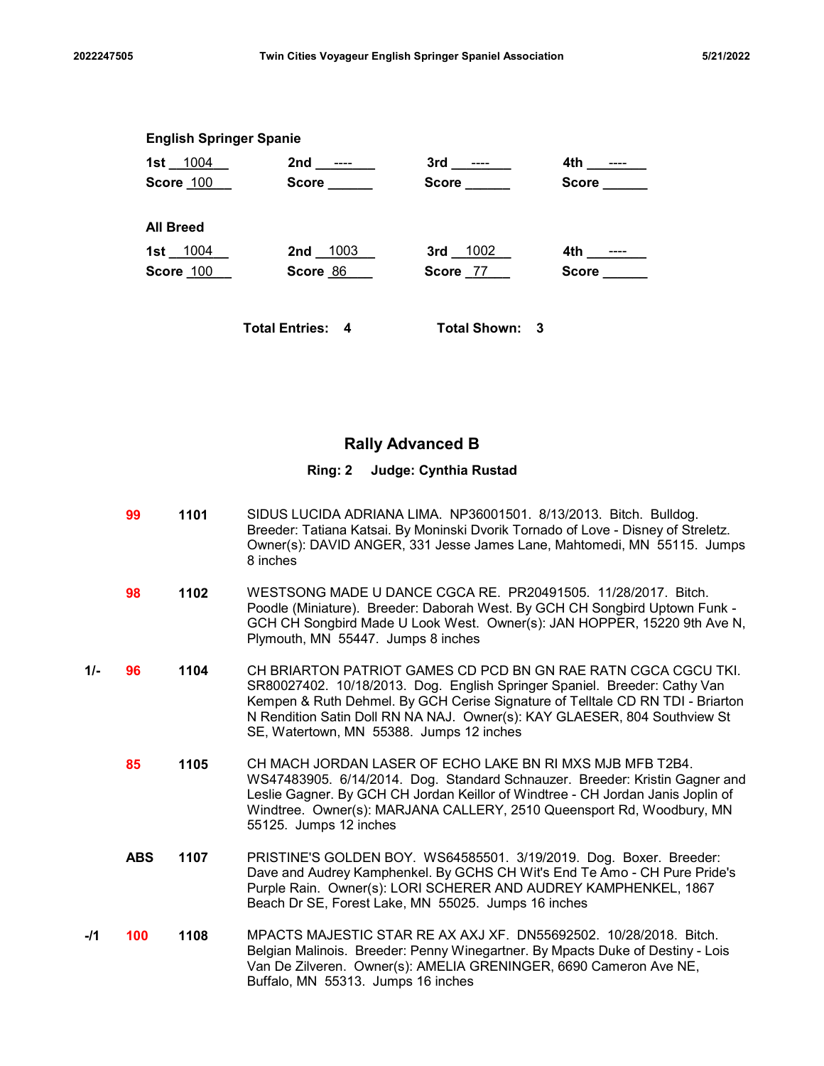**English Springer Spanie**

| 1st 1004 | 2nd ---- | 3rd ---- | 4th ---- |
|---|---|---|---|
| Score 100 | Score | Score | Score |

**All Breed**

| 1st 1004 | 2nd 1003 | 3rd 1002 | 4th ---- |
|---|---|---|---|
| Score 100 | Score 86 | Score 77 | Score |

**Total Entries: 4** **Total Shown: 3**

## Rally Advanced B

**Ring: 2 Judge: Cynthia Rustad**

| Placement | Score | Armband | Entry |
|---|---|---|---|
| | 99 | 1101 | SIDUS LUCIDA ADRIANA LIMA. NP36001501. 8/13/2013. Bitch. Bulldog. Breeder: Tatiana Katsai. By Moninski Dvorik Tornado of Love - Disney of Streletz. Owner(s): DAVID ANGER, 331 Jesse James Lane, Mahtomedi, MN 55115. Jumps 8 inches |
| | 98 | 1102 | WESTSONG MADE U DANCE CGCA RE. PR20491505. 11/28/2017. Bitch. Poodle (Miniature). Breeder: Daborah West. By GCH CH Songbird Uptown Funk - GCH CH Songbird Made U Look West. Owner(s): JAN HOPPER, 15220 9th Ave N, Plymouth, MN 55447. Jumps 8 inches |
| 1/- | 96 | 1104 | CH BRIARTON PATRIOT GAMES CD PCD BN GN RAE RATN CGCA CGCU TKI. SR80027402. 10/18/2013. Dog. English Springer Spaniel. Breeder: Cathy Van Kempen & Ruth Dehmel. By GCH Cerise Signature of Telltale CD RN TDI - Briarton N Rendition Satin Doll RN NA NAJ. Owner(s): KAY GLAESER, 804 Southview St SE, Watertown, MN 55388. Jumps 12 inches |
| | 85 | 1105 | CH MACH JORDAN LASER OF ECHO LAKE BN RI MXS MJB MFB T2B4. WS47483905. 6/14/2014. Dog. Standard Schnauzer. Breeder: Kristin Gagner and Leslie Gagner. By GCH CH Jordan Keillor of Windtree - CH Jordan Janis Joplin of Windtree. Owner(s): MARJANA CALLERY, 2510 Queensport Rd, Woodbury, MN 55125. Jumps 12 inches |
| | ABS | 1107 | PRISTINE'S GOLDEN BOY. WS64585501. 3/19/2019. Dog. Boxer. Breeder: Dave and Audrey Kamphenkel. By GCHS CH Wit's End Te Amo - CH Pure Pride's Purple Rain. Owner(s): LORI SCHERER AND AUDREY KAMPHENKEL, 1867 Beach Dr SE, Forest Lake, MN 55025. Jumps 16 inches |
| -/1 | 100 | 1108 | MPACTS MAJESTIC STAR RE AX AXJ XF. DN55692502. 10/28/2018. Bitch. Belgian Malinois. Breeder: Penny Winegartner. By Mpacts Duke of Destiny - Lois Van De Zilveren. Owner(s): AMELIA GRENINGER, 6690 Cameron Ave NE, Buffalo, MN 55313. Jumps 16 inches |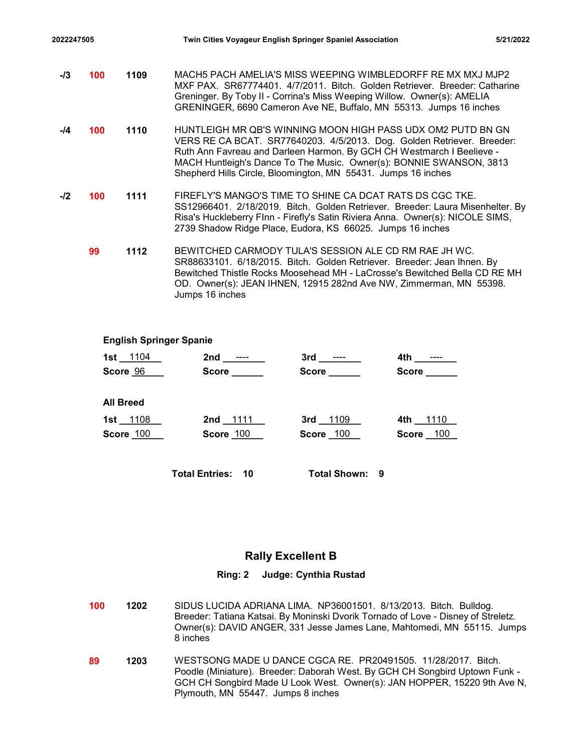-/3 **100** **1109** MACH5 PACH AMELIA'S MISS WEEPING WIMBLEDORFF RE MX MXJ MJP2 MXF PAX. SR67774401. 4/7/2011. Bitch. Golden Retriever. Breeder: Catharine Greninger. By Toby II - Corrina's Miss Weeping Willow. Owner(s): AMELIA GRENINGER, 6690 Cameron Ave NE, Buffalo, MN 55313. Jumps 16 inches

-/4 **100** **1110** HUNTLEIGH MR QB'S WINNING MOON HIGH PASS UDX OM2 PUTD BN GN VERS RE CA BCAT. SR77640203. 4/5/2013. Dog. Golden Retriever. Breeder: Ruth Ann Favreau and Darleen Harmon. By GCH CH Westmarch I Beelieve - MACH Huntleigh's Dance To The Music. Owner(s): BONNIE SWANSON, 3813 Shepherd Hills Circle, Bloomington, MN 55431. Jumps 16 inches

-/2 **100** **1111** FIREFLY'S MANGO'S TIME TO SHINE CA DCAT RATS DS CGC TKE. SS12966401. 2/18/2019. Bitch. Golden Retriever. Breeder: Laura Misenhelter. By Risa's Huckleberry FInn - Firefly's Satin Riviera Anna. Owner(s): NICOLE SIMS, 2739 Shadow Ridge Place, Eudora, KS 66025. Jumps 16 inches

**99** **1112** BEWITCHED CARMODY TULA'S SESSION ALE CD RM RAE JH WC. SR88633101. 6/18/2015. Bitch. Golden Retriever. Breeder: Jean Ihnen. By Bewitched Thistle Rocks Moosehead MH - LaCrosse's Bewitched Bella CD RE MH OD. Owner(s): JEAN IHNEN, 12915 282nd Ave NW, Zimmerman, MN 55398. Jumps 16 inches

**English Springer Spanie**

| | | | |
|---|---|---|---|
| **1st** 1104 | **2nd** ---- | **3rd** ---- | **4th** ---- |
| **Score** 96 | **Score** | **Score** | **Score** |

**All Breed**

| | | | |
|---|---|---|---|
| **1st** 1108 | **2nd** 1111 | **3rd** 1109 | **4th** 1110 |
| **Score** 100 | **Score** 100 | **Score** 100 | **Score** 100 |

**Total Entries: 10** **Total Shown: 9**

## Rally Excellent B

**Ring: 2 Judge: Cynthia Rustad**

**100** **1202** SIDUS LUCIDA ADRIANA LIMA. NP36001501. 8/13/2013. Bitch. Bulldog. Breeder: Tatiana Katsai. By Moninski Dvorik Tornado of Love - Disney of Streletz. Owner(s): DAVID ANGER, 331 Jesse James Lane, Mahtomedi, MN 55115. Jumps 8 inches

**89** **1203** WESTSONG MADE U DANCE CGCA RE. PR20491505. 11/28/2017. Bitch. Poodle (Miniature). Breeder: Daborah West. By GCH CH Songbird Uptown Funk - GCH CH Songbird Made U Look West. Owner(s): JAN HOPPER, 15220 9th Ave N, Plymouth, MN 55447. Jumps 8 inches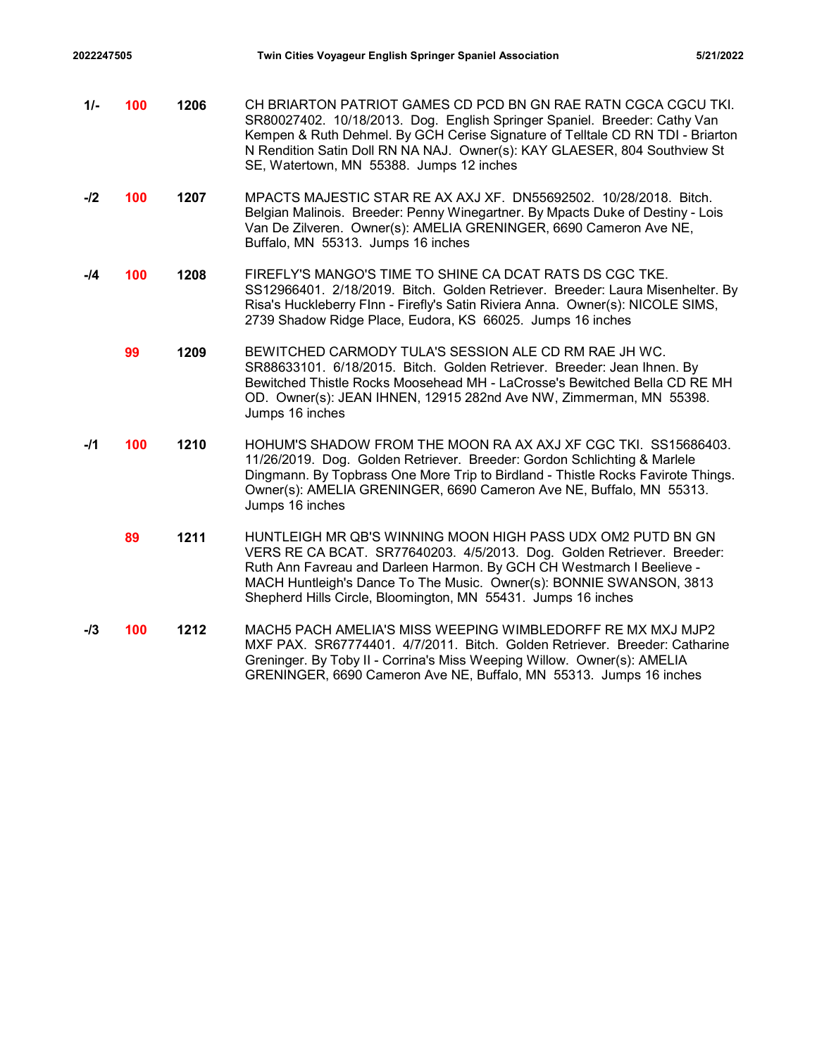| Placement | Score | Armband | Entry |
|---|---|---|---|
| 1/- | 100 | 1206 | CH BRIARTON PATRIOT GAMES CD PCD BN GN RAE RATN CGCA CGCU TKI. SR80027402. 10/18/2013. Dog. English Springer Spaniel. Breeder: Cathy Van Kempen & Ruth Dehmel. By GCH Cerise Signature of Telltale CD RN TDI - Briarton N Rendition Satin Doll RN NA NAJ. Owner(s): KAY GLAESER, 804 Southview St SE, Watertown, MN 55388. Jumps 12 inches |
| -/2 | 100 | 1207 | MPACTS MAJESTIC STAR RE AX AXJ XF. DN55692502. 10/28/2018. Bitch. Belgian Malinois. Breeder: Penny Winegartner. By Mpacts Duke of Destiny - Lois Van De Zilveren. Owner(s): AMELIA GRENINGER, 6690 Cameron Ave NE, Buffalo, MN 55313. Jumps 16 inches |
| -/4 | 100 | 1208 | FIREFLY'S MANGO'S TIME TO SHINE CA DCAT RATS DS CGC TKE. SS12966401. 2/18/2019. Bitch. Golden Retriever. Breeder: Laura Misenhelter. By Risa's Huckleberry FInn - Firefly's Satin Riviera Anna. Owner(s): NICOLE SIMS, 2739 Shadow Ridge Place, Eudora, KS 66025. Jumps 16 inches |
| | 99 | 1209 | BEWITCHED CARMODY TULA'S SESSION ALE CD RM RAE JH WC. SR88633101. 6/18/2015. Bitch. Golden Retriever. Breeder: Jean Ihnen. By Bewitched Thistle Rocks Moosehead MH - LaCrosse's Bewitched Bella CD RE MH OD. Owner(s): JEAN IHNEN, 12915 282nd Ave NW, Zimmerman, MN 55398. Jumps 16 inches |
| -/1 | 100 | 1210 | HOHUM'S SHADOW FROM THE MOON RA AX AXJ XF CGC TKI. SS15686403. 11/26/2019. Dog. Golden Retriever. Breeder: Gordon Schlichting & Marlele Dingmann. By Topbrass One More Trip to Birdland - Thistle Rocks Favirote Things. Owner(s): AMELIA GRENINGER, 6690 Cameron Ave NE, Buffalo, MN 55313. Jumps 16 inches |
| | 89 | 1211 | HUNTLEIGH MR QB'S WINNING MOON HIGH PASS UDX OM2 PUTD BN GN VERS RE CA BCAT. SR77640203. 4/5/2013. Dog. Golden Retriever. Breeder: Ruth Ann Favreau and Darleen Harmon. By GCH CH Westmarch I Beelieve - MACH Huntleigh's Dance To The Music. Owner(s): BONNIE SWANSON, 3813 Shepherd Hills Circle, Bloomington, MN 55431. Jumps 16 inches |
| -/3 | 100 | 1212 | MACH5 PACH AMELIA'S MISS WEEPING WIMBLEDORFF RE MX MXJ MJP2 MXF PAX. SR67774401. 4/7/2011. Bitch. Golden Retriever. Breeder: Catharine Greninger. By Toby II - Corrina's Miss Weeping Willow. Owner(s): AMELIA GRENINGER, 6690 Cameron Ave NE, Buffalo, MN 55313. Jumps 16 inches |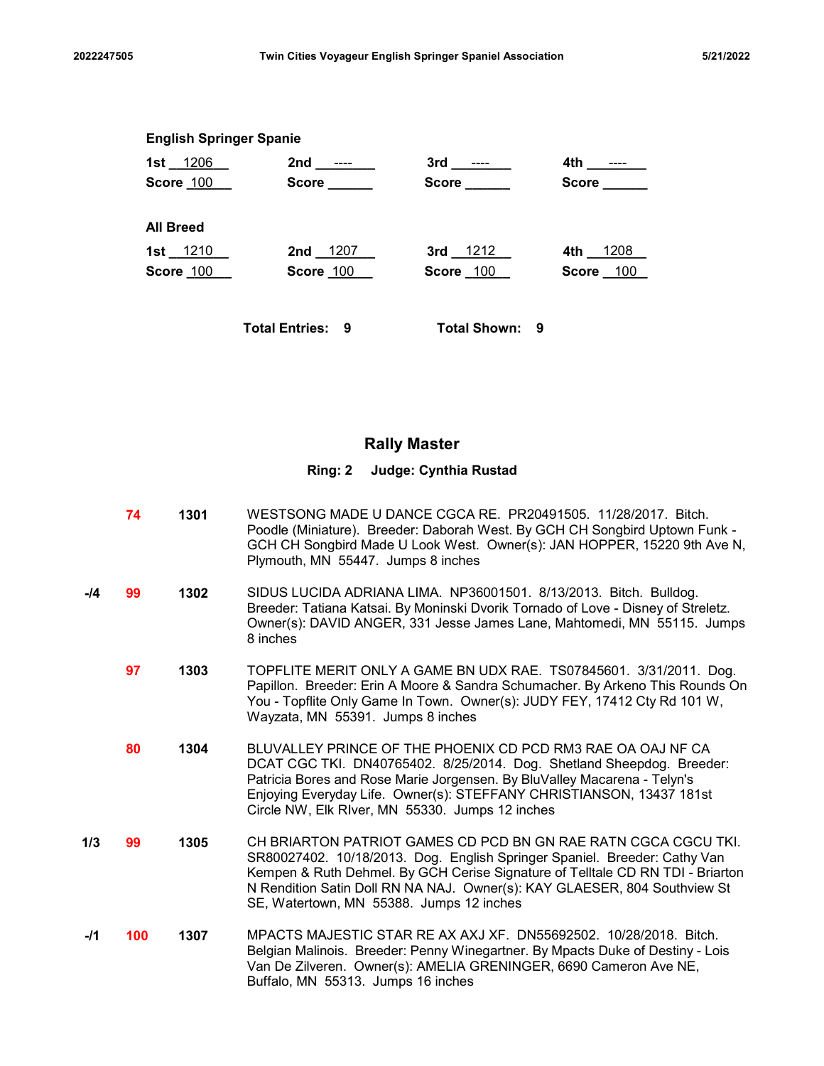**English Springer Spanie**

| | | | |
|---|---|---|---|
| 1st 1206 | 2nd ---- | 3rd ---- | 4th ---- |
| Score 100 | Score | Score | Score |

**All Breed**

| | | | |
|---|---|---|---|
| 1st 1210 | 2nd 1207 | 3rd 1212 | 4th 1208 |
| Score 100 | Score 100 | Score 100 | Score 100 |

**Total Entries: 9** **Total Shown: 9**

## Rally Master

**Ring: 2 Judge: Cynthia Rustad**

| Placement | Score | Armband | Entry |
|---|---|---|---|
| | 74 | 1301 | WESTSONG MADE U DANCE CGCA RE. PR20491505. 11/28/2017. Bitch. Poodle (Miniature). Breeder: Daborah West. By GCH CH Songbird Uptown Funk - GCH CH Songbird Made U Look West. Owner(s): JAN HOPPER, 15220 9th Ave N, Plymouth, MN 55447. Jumps 8 inches |
| -/4 | 99 | 1302 | SIDUS LUCIDA ADRIANA LIMA. NP36001501. 8/13/2013. Bitch. Bulldog. Breeder: Tatiana Katsai. By Moninski Dvorik Tornado of Love - Disney of Streletz. Owner(s): DAVID ANGER, 331 Jesse James Lane, Mahtomedi, MN 55115. Jumps 8 inches |
| | 97 | 1303 | TOPFLITE MERIT ONLY A GAME BN UDX RAE. TS07845601. 3/31/2011. Dog. Papillon. Breeder: Erin A Moore & Sandra Schumacher. By Arkeno This Rounds On You - Topflite Only Game In Town. Owner(s): JUDY FEY, 17412 Cty Rd 101 W, Wayzata, MN 55391. Jumps 8 inches |
| | 80 | 1304 | BLUVALLEY PRINCE OF THE PHOENIX CD PCD RM3 RAE OA OAJ NF CA DCAT CGC TKI. DN40765402. 8/25/2014. Dog. Shetland Sheepdog. Breeder: Patricia Bores and Rose Marie Jorgensen. By BluValley Macarena - Telyn's Enjoying Everyday Life. Owner(s): STEFFANY CHRISTIANSON, 13437 181st Circle NW, Elk RIver, MN 55330. Jumps 12 inches |
| 1/3 | 99 | 1305 | CH BRIARTON PATRIOT GAMES CD PCD BN GN RAE RATN CGCA CGCU TKI. SR80027402. 10/18/2013. Dog. English Springer Spaniel. Breeder: Cathy Van Kempen & Ruth Dehmel. By GCH Cerise Signature of Telltale CD RN TDI - Briarton N Rendition Satin Doll RN NA NAJ. Owner(s): KAY GLAESER, 804 Southview St SE, Watertown, MN 55388. Jumps 12 inches |
| -/1 | 100 | 1307 | MPACTS MAJESTIC STAR RE AX AXJ XF. DN55692502. 10/28/2018. Bitch. Belgian Malinois. Breeder: Penny Winegartner. By Mpacts Duke of Destiny - Lois Van De Zilveren. Owner(s): AMELIA GRENINGER, 6690 Cameron Ave NE, Buffalo, MN 55313. Jumps 16 inches |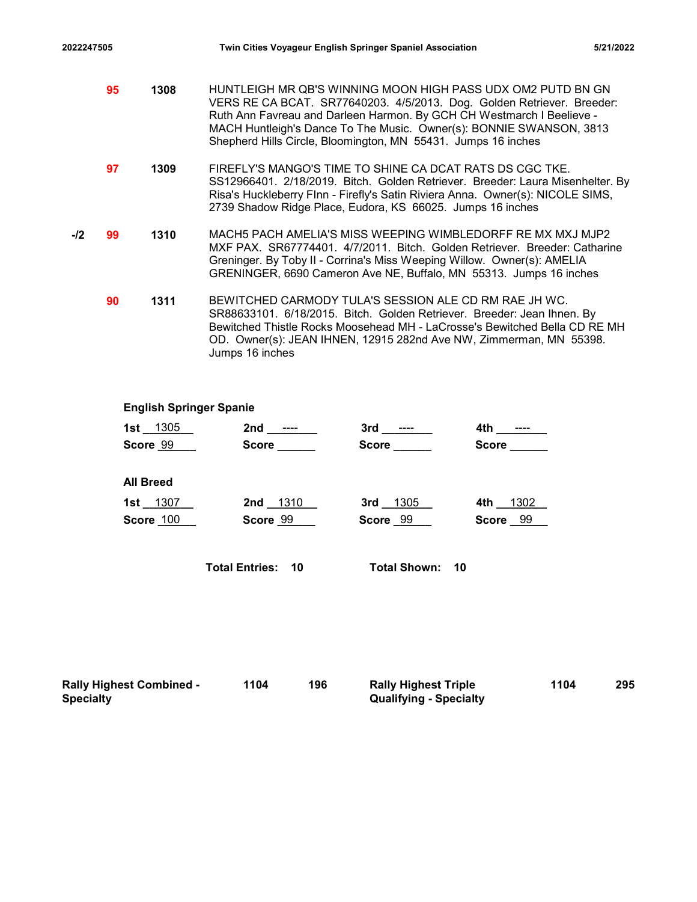| | | | |
|---|---|---|---|
| | 95 | 1308 | HUNTLEIGH MR QB'S WINNING MOON HIGH PASS UDX OM2 PUTD BN GN VERS RE CA BCAT. SR77640203. 4/5/2013. Dog. Golden Retriever. Breeder: Ruth Ann Favreau and Darleen Harmon. By GCH CH Westmarch I Beelieve - MACH Huntleigh's Dance To The Music. Owner(s): BONNIE SWANSON, 3813 Shepherd Hills Circle, Bloomington, MN 55431. Jumps 16 inches |
| | 97 | 1309 | FIREFLY'S MANGO'S TIME TO SHINE CA DCAT RATS DS CGC TKE. SS12966401. 2/18/2019. Bitch. Golden Retriever. Breeder: Laura Misenhelter. By Risa's Huckleberry FInn - Firefly's Satin Riviera Anna. Owner(s): NICOLE SIMS, 2739 Shadow Ridge Place, Eudora, KS 66025. Jumps 16 inches |
| -/2 | 99 | 1310 | MACH5 PACH AMELIA'S MISS WEEPING WIMBLEDORFF RE MX MXJ MJP2 MXF PAX. SR67774401. 4/7/2011. Bitch. Golden Retriever. Breeder: Catharine Greninger. By Toby II - Corrina's Miss Weeping Willow. Owner(s): AMELIA GRENINGER, 6690 Cameron Ave NE, Buffalo, MN 55313. Jumps 16 inches |
| | 90 | 1311 | BEWITCHED CARMODY TULA'S SESSION ALE CD RM RAE JH WC. SR88633101. 6/18/2015. Bitch. Golden Retriever. Breeder: Jean Ihnen. By Bewitched Thistle Rocks Moosehead MH - LaCrosse's Bewitched Bella CD RE MH OD. Owner(s): JEAN IHNEN, 12915 282nd Ave NW, Zimmerman, MN 55398. Jumps 16 inches |

**English Springer Spanie**

| | | | |
|---|---|---|---|
| 1st 1305 | 2nd ---- | 3rd ---- | 4th ---- |
| Score 99 | Score | Score | Score |

**All Breed**

| | | | |
|---|---|---|---|
| 1st 1307 | 2nd 1310 | 3rd 1305 | 4th 1302 |
| Score 100 | Score 99 | Score 99 | Score 99 |

**Total Entries: 10** **Total Shown: 10**

| | | | | | |
|---|---|---|---|---|---|
| **Rally Highest Combined - Specialty** | **1104** | **196** | **Rally Highest Triple Qualifying - Specialty** | **1104** | **295** |